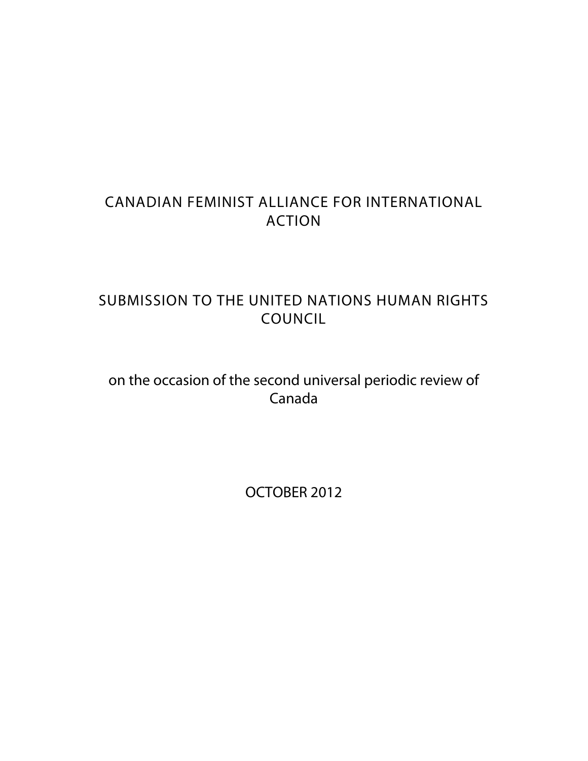# CANADIAN FEMINIST ALLIANCE FOR INTERNATIONAL ACTION

## SUBMISSION TO THE UNITED NATIONS HUMAN RIGHTS COUNCIL

on the occasion of the second universal periodic review of Canada

OCTOBER 2012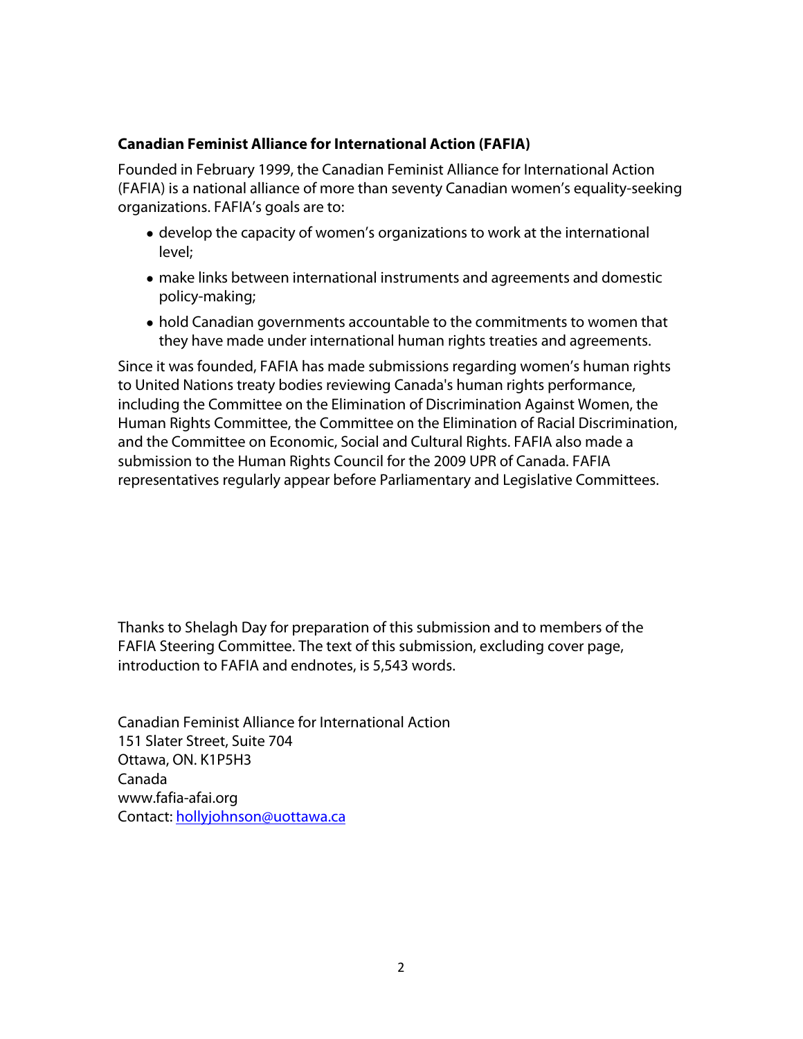**Canadian Feminist Alliance for International Action (FAFIA)**

Founded in February 1999, the Canadian Feminist Alliance for International Action (FAFIA) is a national alliance of more than seventy Canadian women's equality-seeking organizations. FAFIA's goals are to:

- develop the capacity of women's organizations to work at the international level;
- make links between international instruments and agreements and domestic policy-making;
- hold Canadian governments accountable to the commitments to women that they have made under international human rights treaties and agreements.

Since it was founded, FAFIA has made submissions regarding women's human rights to United Nations treaty bodies reviewing Canada's human rights performance, including the Committee on the Elimination of Discrimination Against Women, the Human Rights Committee, the Committee on the Elimination of Racial Discrimination, and the Committee on Economic, Social and Cultural Rights. FAFIA also made a submission to the Human Rights Council for the 2009 UPR of Canada. FAFIA representatives regularly appear before Parliamentary and Legislative Committees.

Thanks to Shelagh Day for preparation of this submission and to members of the FAFIA Steering Committee. The text of this submission, excluding cover page, introduction to FAFIA and endnotes, is 5,543 words.

Canadian Feminist Alliance for International Action
151 Slater Street, Suite 704
Ottawa, ON. K1P5H3
Canada
www.fafia-afai.org
Contact: hollyjohnson@uottawa.ca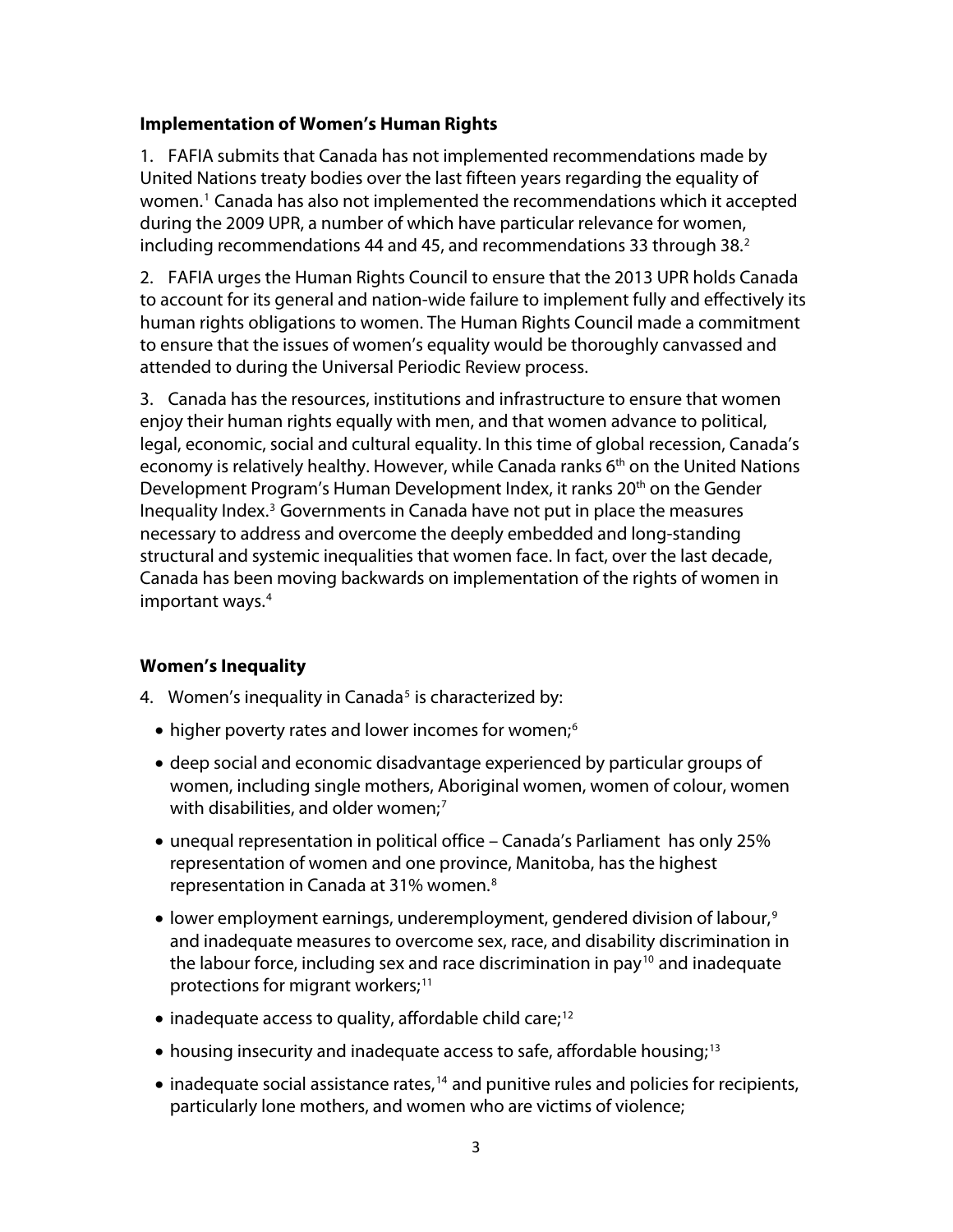**Implementation of Women's Human Rights**

1. FAFIA submits that Canada has not implemented recommendations made by United Nations treaty bodies over the last fifteen years regarding the equality of women.[1] Canada has also not implemented the recommendations which it accepted during the 2009 UPR, a number of which have particular relevance for women, including recommendations 44 and 45, and recommendations 33 through 38.[2]

2. FAFIA urges the Human Rights Council to ensure that the 2013 UPR holds Canada to account for its general and nation-wide failure to implement fully and effectively its human rights obligations to women. The Human Rights Council made a commitment to ensure that the issues of women's equality would be thoroughly canvassed and attended to during the Universal Periodic Review process.

3. Canada has the resources, institutions and infrastructure to ensure that women enjoy their human rights equally with men, and that women advance to political, legal, economic, social and cultural equality. In this time of global recession, Canada's economy is relatively healthy. However, while Canada ranks 6th on the United Nations Development Program's Human Development Index, it ranks 20th on the Gender Inequality Index.[3] Governments in Canada have not put in place the measures necessary to address and overcome the deeply embedded and long-standing structural and systemic inequalities that women face. In fact, over the last decade, Canada has been moving backwards on implementation of the rights of women in important ways.[4]

**Women's Inequality**

4. Women's inequality in Canada[5] is characterized by:

- higher poverty rates and lower incomes for women;[6]
- deep social and economic disadvantage experienced by particular groups of women, including single mothers, Aboriginal women, women of colour, women with disabilities, and older women;[7]
- unequal representation in political office – Canada's Parliament has only 25% representation of women and one province, Manitoba, has the highest representation in Canada at 31% women.[8]
- lower employment earnings, underemployment, gendered division of labour,[9] and inadequate measures to overcome sex, race, and disability discrimination in the labour force, including sex and race discrimination in pay[10] and inadequate protections for migrant workers;[11]
- inadequate access to quality, affordable child care;[12]
- housing insecurity and inadequate access to safe, affordable housing;[13]
- inadequate social assistance rates,[14] and punitive rules and policies for recipients, particularly lone mothers, and women who are victims of violence;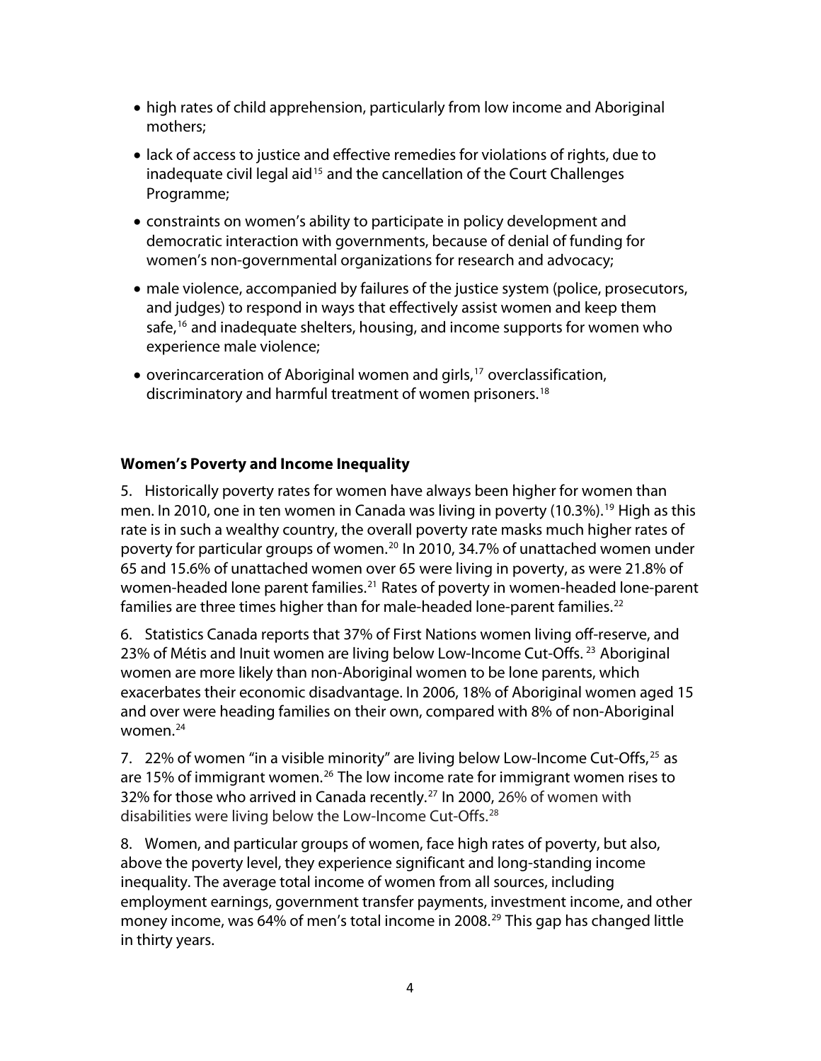- high rates of child apprehension, particularly from low income and Aboriginal mothers;
- lack of access to justice and effective remedies for violations of rights, due to inadequate civil legal aid[15] and the cancellation of the Court Challenges Programme;
- constraints on women's ability to participate in policy development and democratic interaction with governments, because of denial of funding for women's non-governmental organizations for research and advocacy;
- male violence, accompanied by failures of the justice system (police, prosecutors, and judges) to respond in ways that effectively assist women and keep them safe,[16] and inadequate shelters, housing, and income supports for women who experience male violence;
- overincarceration of Aboriginal women and girls,[17] overclassification, discriminatory and harmful treatment of women prisoners.[18]

**Women's Poverty and Income Inequality**

5. Historically poverty rates for women have always been higher for women than men. In 2010, one in ten women in Canada was living in poverty (10.3%).[19] High as this rate is in such a wealthy country, the overall poverty rate masks much higher rates of poverty for particular groups of women.[20] In 2010, 34.7% of unattached women under 65 and 15.6% of unattached women over 65 were living in poverty, as were 21.8% of women-headed lone parent families.[21] Rates of poverty in women-headed lone-parent families are three times higher than for male-headed lone-parent families.[22]

6. Statistics Canada reports that 37% of First Nations women living off-reserve, and 23% of Métis and Inuit women are living below Low-Income Cut-Offs.[23] Aboriginal women are more likely than non-Aboriginal women to be lone parents, which exacerbates their economic disadvantage. In 2006, 18% of Aboriginal women aged 15 and over were heading families on their own, compared with 8% of non-Aboriginal women.[24]

7. 22% of women "in a visible minority" are living below Low-Income Cut-Offs,[25] as are 15% of immigrant women.[26] The low income rate for immigrant women rises to 32% for those who arrived in Canada recently.[27] In 2000, 26% of women with disabilities were living below the Low-Income Cut-Offs.[28]

8. Women, and particular groups of women, face high rates of poverty, but also, above the poverty level, they experience significant and long-standing income inequality. The average total income of women from all sources, including employment earnings, government transfer payments, investment income, and other money income, was 64% of men's total income in 2008.[29] This gap has changed little in thirty years.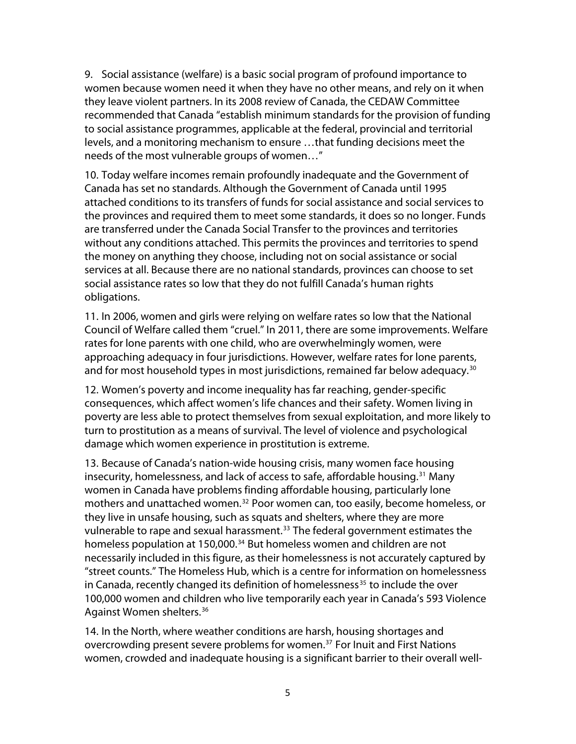9. Social assistance (welfare) is a basic social program of profound importance to women because women need it when they have no other means, and rely on it when they leave violent partners. In its 2008 review of Canada, the CEDAW Committee recommended that Canada "establish minimum standards for the provision of funding to social assistance programmes, applicable at the federal, provincial and territorial levels, and a monitoring mechanism to ensure …that funding decisions meet the needs of the most vulnerable groups of women…"

10. Today welfare incomes remain profoundly inadequate and the Government of Canada has set no standards. Although the Government of Canada until 1995 attached conditions to its transfers of funds for social assistance and social services to the provinces and required them to meet some standards, it does so no longer. Funds are transferred under the Canada Social Transfer to the provinces and territories without any conditions attached. This permits the provinces and territories to spend the money on anything they choose, including not on social assistance or social services at all. Because there are no national standards, provinces can choose to set social assistance rates so low that they do not fulfill Canada's human rights obligations.

11. In 2006, women and girls were relying on welfare rates so low that the National Council of Welfare called them "cruel." In 2011, there are some improvements. Welfare rates for lone parents with one child, who are overwhelmingly women, were approaching adequacy in four jurisdictions. However, welfare rates for lone parents, and for most household types in most jurisdictions, remained far below adequacy.[30]

12. Women's poverty and income inequality has far reaching, gender-specific consequences, which affect women's life chances and their safety. Women living in poverty are less able to protect themselves from sexual exploitation, and more likely to turn to prostitution as a means of survival. The level of violence and psychological damage which women experience in prostitution is extreme.

13. Because of Canada's nation-wide housing crisis, many women face housing insecurity, homelessness, and lack of access to safe, affordable housing.[31] Many women in Canada have problems finding affordable housing, particularly lone mothers and unattached women.[32] Poor women can, too easily, become homeless, or they live in unsafe housing, such as squats and shelters, where they are more vulnerable to rape and sexual harassment.[33] The federal government estimates the homeless population at 150,000.[34] But homeless women and children are not necessarily included in this figure, as their homelessness is not accurately captured by "street counts." The Homeless Hub, which is a centre for information on homelessness in Canada, recently changed its definition of homelessness[35] to include the over 100,000 women and children who live temporarily each year in Canada's 593 Violence Against Women shelters.[36]

14. In the North, where weather conditions are harsh, housing shortages and overcrowding present severe problems for women.[37] For Inuit and First Nations women, crowded and inadequate housing is a significant barrier to their overall well-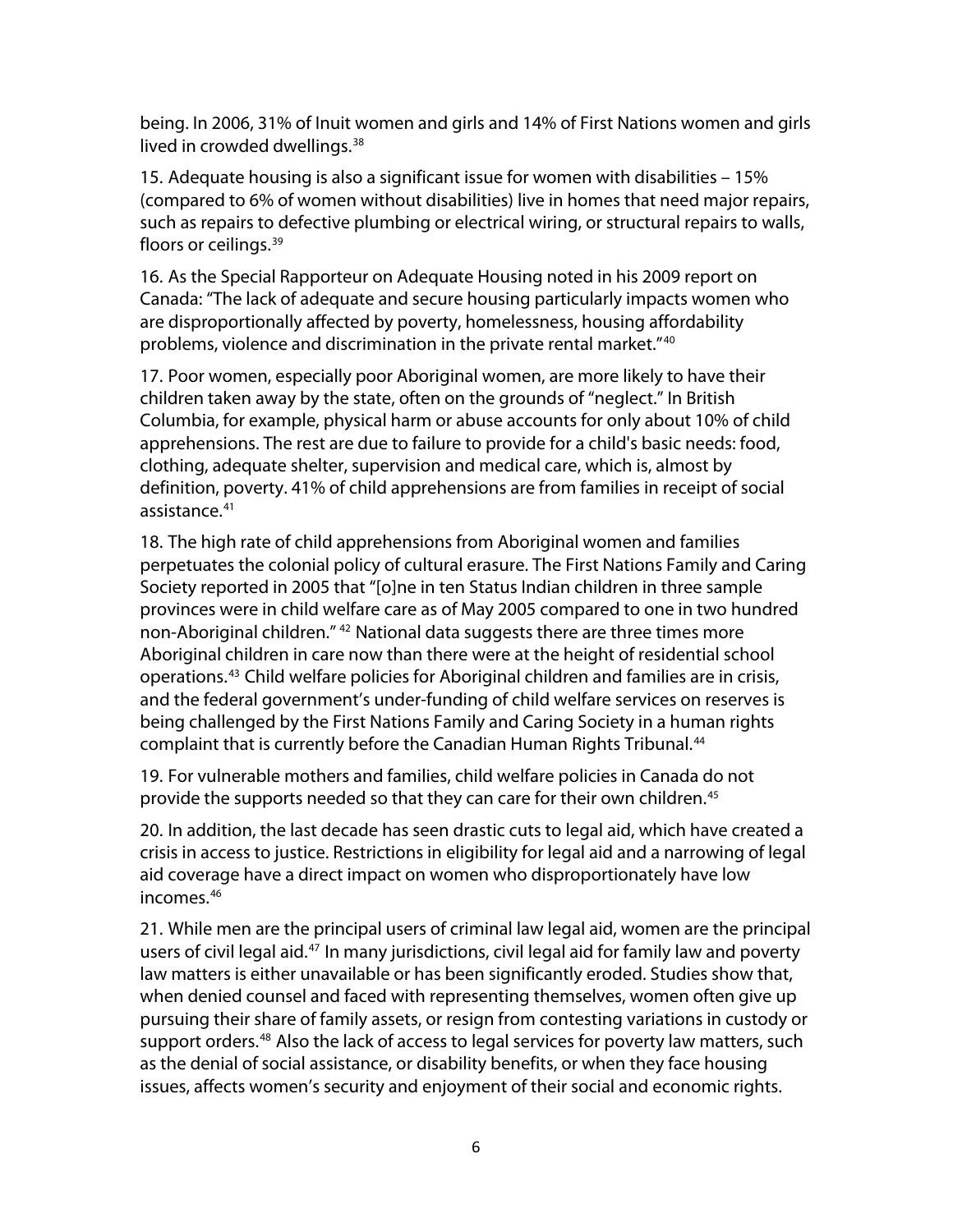being. In 2006, 31% of Inuit women and girls and 14% of First Nations women and girls lived in crowded dwellings.[38]

15. Adequate housing is also a significant issue for women with disabilities – 15% (compared to 6% of women without disabilities) live in homes that need major repairs, such as repairs to defective plumbing or electrical wiring, or structural repairs to walls, floors or ceilings.[39]

16. As the Special Rapporteur on Adequate Housing noted in his 2009 report on Canada: "The lack of adequate and secure housing particularly impacts women who are disproportionally affected by poverty, homelessness, housing affordability problems, violence and discrimination in the private rental market."[40]

17. Poor women, especially poor Aboriginal women, are more likely to have their children taken away by the state, often on the grounds of "neglect." In British Columbia, for example, physical harm or abuse accounts for only about 10% of child apprehensions. The rest are due to failure to provide for a child's basic needs: food, clothing, adequate shelter, supervision and medical care, which is, almost by definition, poverty. 41% of child apprehensions are from families in receipt of social assistance.[41]

18. The high rate of child apprehensions from Aboriginal women and families perpetuates the colonial policy of cultural erasure. The First Nations Family and Caring Society reported in 2005 that "[o]ne in ten Status Indian children in three sample provinces were in child welfare care as of May 2005 compared to one in two hundred non-Aboriginal children." [42] National data suggests there are three times more Aboriginal children in care now than there were at the height of residential school operations.[43] Child welfare policies for Aboriginal children and families are in crisis, and the federal government's under-funding of child welfare services on reserves is being challenged by the First Nations Family and Caring Society in a human rights complaint that is currently before the Canadian Human Rights Tribunal.[44]

19. For vulnerable mothers and families, child welfare policies in Canada do not provide the supports needed so that they can care for their own children.[45]

20. In addition, the last decade has seen drastic cuts to legal aid, which have created a crisis in access to justice. Restrictions in eligibility for legal aid and a narrowing of legal aid coverage have a direct impact on women who disproportionately have low incomes.[46]

21. While men are the principal users of criminal law legal aid, women are the principal users of civil legal aid.[47] In many jurisdictions, civil legal aid for family law and poverty law matters is either unavailable or has been significantly eroded. Studies show that, when denied counsel and faced with representing themselves, women often give up pursuing their share of family assets, or resign from contesting variations in custody or support orders.[48] Also the lack of access to legal services for poverty law matters, such as the denial of social assistance, or disability benefits, or when they face housing issues, affects women's security and enjoyment of their social and economic rights.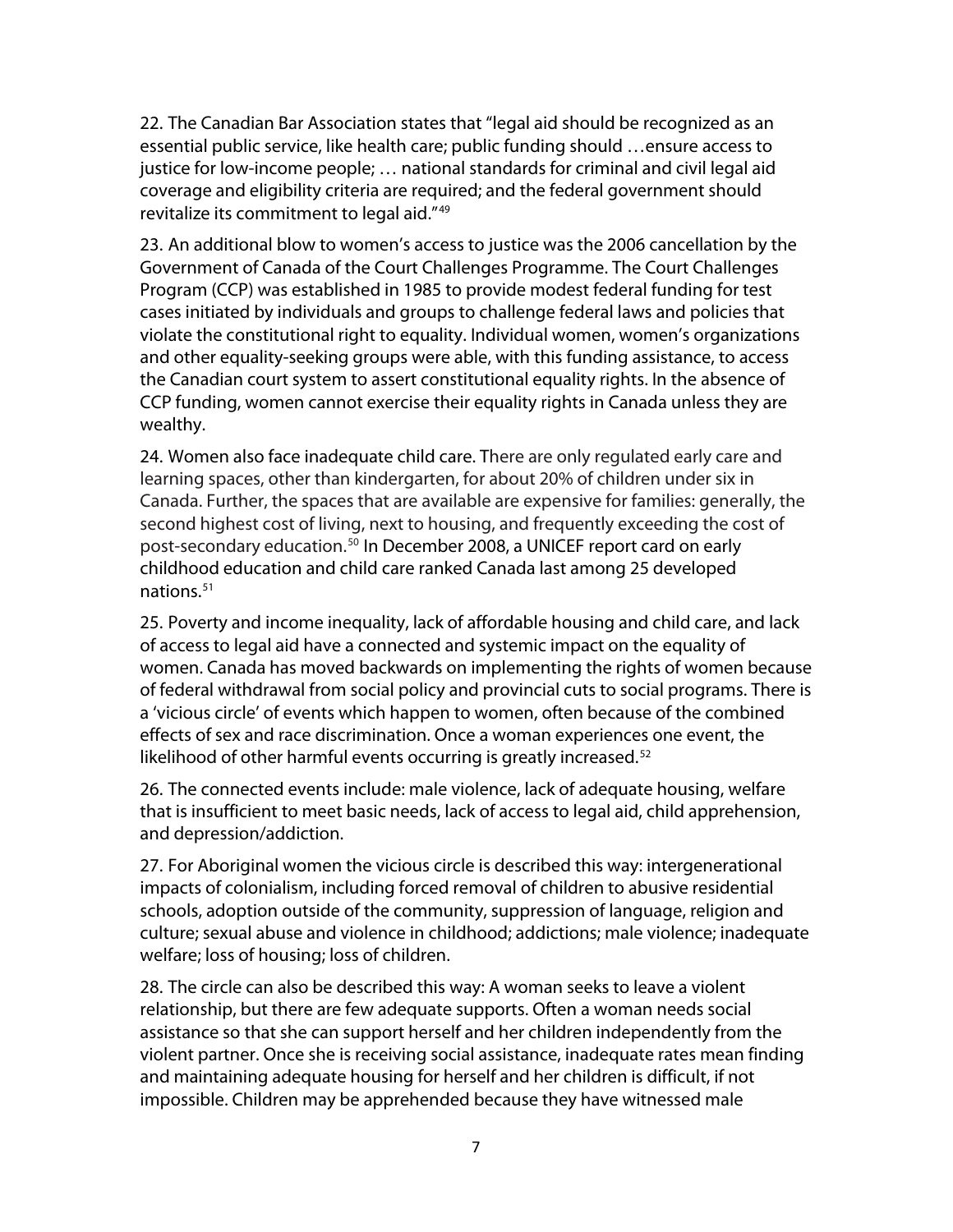22. The Canadian Bar Association states that "legal aid should be recognized as an essential public service, like health care; public funding should …ensure access to justice for low-income people; … national standards for criminal and civil legal aid coverage and eligibility criteria are required; and the federal government should revitalize its commitment to legal aid."[49]

23. An additional blow to women's access to justice was the 2006 cancellation by the Government of Canada of the Court Challenges Programme. The Court Challenges Program (CCP) was established in 1985 to provide modest federal funding for test cases initiated by individuals and groups to challenge federal laws and policies that violate the constitutional right to equality. Individual women, women's organizations and other equality-seeking groups were able, with this funding assistance, to access the Canadian court system to assert constitutional equality rights. In the absence of CCP funding, women cannot exercise their equality rights in Canada unless they are wealthy.

24. Women also face inadequate child care. There are only regulated early care and learning spaces, other than kindergarten, for about 20% of children under six in Canada. Further, the spaces that are available are expensive for families: generally, the second highest cost of living, next to housing, and frequently exceeding the cost of post-secondary education.[50] In December 2008, a UNICEF report card on early childhood education and child care ranked Canada last among 25 developed nations.[51]

25. Poverty and income inequality, lack of affordable housing and child care, and lack of access to legal aid have a connected and systemic impact on the equality of women. Canada has moved backwards on implementing the rights of women because of federal withdrawal from social policy and provincial cuts to social programs. There is a 'vicious circle' of events which happen to women, often because of the combined effects of sex and race discrimination. Once a woman experiences one event, the likelihood of other harmful events occurring is greatly increased.[52]

26. The connected events include: male violence, lack of adequate housing, welfare that is insufficient to meet basic needs, lack of access to legal aid, child apprehension, and depression/addiction.

27. For Aboriginal women the vicious circle is described this way: intergenerational impacts of colonialism, including forced removal of children to abusive residential schools, adoption outside of the community, suppression of language, religion and culture; sexual abuse and violence in childhood; addictions; male violence; inadequate welfare; loss of housing; loss of children.

28. The circle can also be described this way: A woman seeks to leave a violent relationship, but there are few adequate supports. Often a woman needs social assistance so that she can support herself and her children independently from the violent partner. Once she is receiving social assistance, inadequate rates mean finding and maintaining adequate housing for herself and her children is difficult, if not impossible. Children may be apprehended because they have witnessed male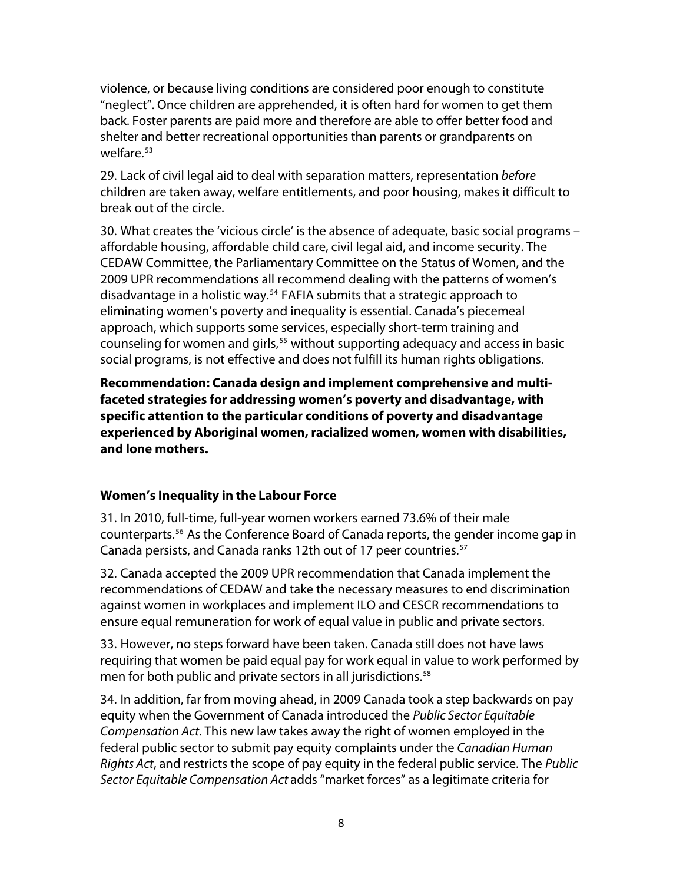violence, or because living conditions are considered poor enough to constitute "neglect". Once children are apprehended, it is often hard for women to get them back. Foster parents are paid more and therefore are able to offer better food and shelter and better recreational opportunities than parents or grandparents on welfare.[53]

29. Lack of civil legal aid to deal with separation matters, representation *before* children are taken away, welfare entitlements, and poor housing, makes it difficult to break out of the circle.

30. What creates the 'vicious circle' is the absence of adequate, basic social programs – affordable housing, affordable child care, civil legal aid, and income security. The CEDAW Committee, the Parliamentary Committee on the Status of Women, and the 2009 UPR recommendations all recommend dealing with the patterns of women's disadvantage in a holistic way.[54] FAFIA submits that a strategic approach to eliminating women's poverty and inequality is essential. Canada's piecemeal approach, which supports some services, especially short-term training and counseling for women and girls,[55] without supporting adequacy and access in basic social programs, is not effective and does not fulfill its human rights obligations.

**Recommendation: Canada design and implement comprehensive and multi-faceted strategies for addressing women's poverty and disadvantage, with specific attention to the particular conditions of poverty and disadvantage experienced by Aboriginal women, racialized women, women with disabilities, and lone mothers.**

### Women's Inequality in the Labour Force

31. In 2010, full-time, full-year women workers earned 73.6% of their male counterparts.[56] As the Conference Board of Canada reports, the gender income gap in Canada persists, and Canada ranks 12th out of 17 peer countries.[57]

32. Canada accepted the 2009 UPR recommendation that Canada implement the recommendations of CEDAW and take the necessary measures to end discrimination against women in workplaces and implement ILO and CESCR recommendations to ensure equal remuneration for work of equal value in public and private sectors.

33. However, no steps forward have been taken. Canada still does not have laws requiring that women be paid equal pay for work equal in value to work performed by men for both public and private sectors in all jurisdictions.[58]

34. In addition, far from moving ahead, in 2009 Canada took a step backwards on pay equity when the Government of Canada introduced the *Public Sector Equitable Compensation Act*. This new law takes away the right of women employed in the federal public sector to submit pay equity complaints under the *Canadian Human Rights Act*, and restricts the scope of pay equity in the federal public service. The *Public Sector Equitable Compensation Act* adds "market forces" as a legitimate criteria for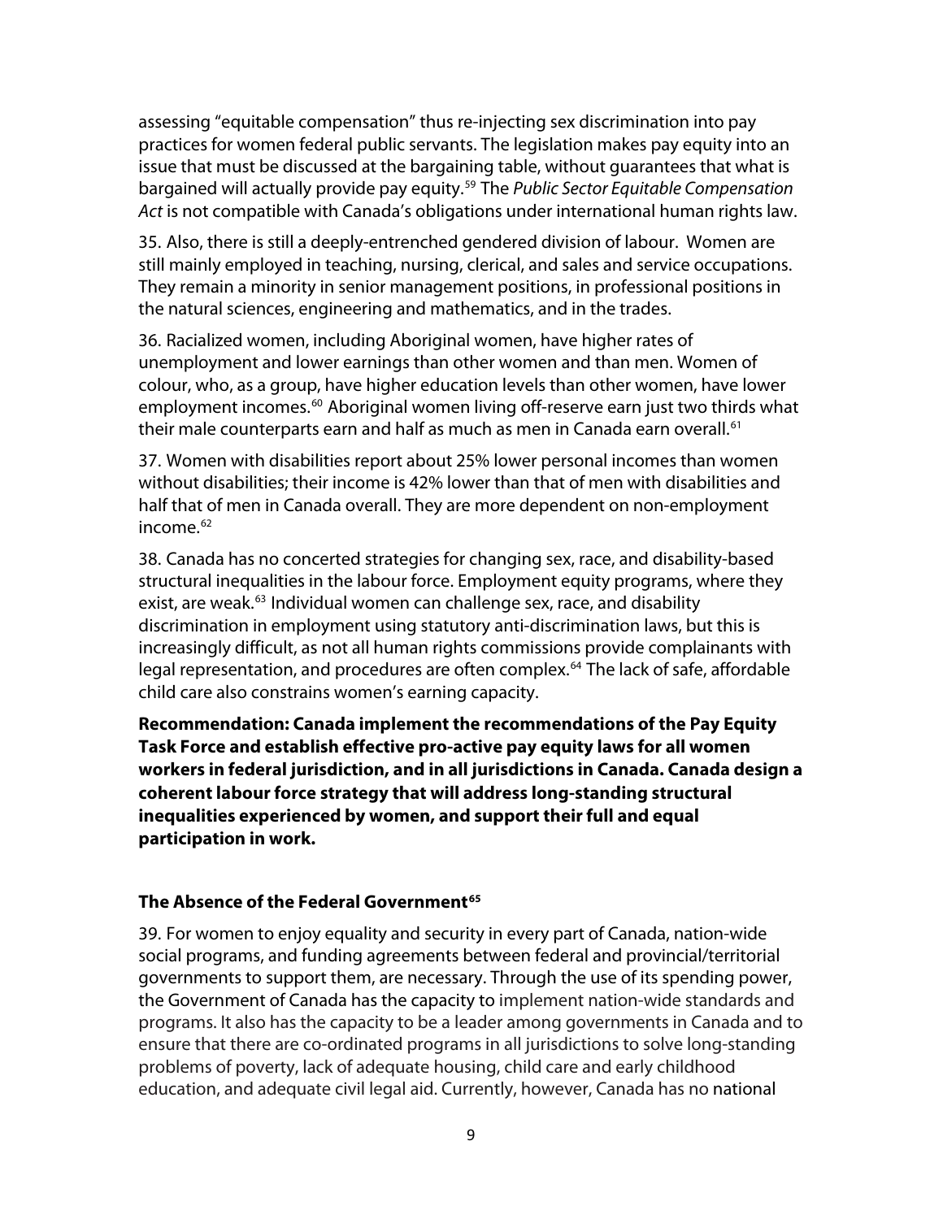assessing "equitable compensation" thus re-injecting sex discrimination into pay practices for women federal public servants. The legislation makes pay equity into an issue that must be discussed at the bargaining table, without guarantees that what is bargained will actually provide pay equity.[59] The *Public Sector Equitable Compensation Act* is not compatible with Canada's obligations under international human rights law.

35. Also, there is still a deeply-entrenched gendered division of labour. Women are still mainly employed in teaching, nursing, clerical, and sales and service occupations. They remain a minority in senior management positions, in professional positions in the natural sciences, engineering and mathematics, and in the trades.

36. Racialized women, including Aboriginal women, have higher rates of unemployment and lower earnings than other women and than men. Women of colour, who, as a group, have higher education levels than other women, have lower employment incomes.[60] Aboriginal women living off-reserve earn just two thirds what their male counterparts earn and half as much as men in Canada earn overall.[61]

37. Women with disabilities report about 25% lower personal incomes than women without disabilities; their income is 42% lower than that of men with disabilities and half that of men in Canada overall. They are more dependent on non-employment income.[62]

38. Canada has no concerted strategies for changing sex, race, and disability-based structural inequalities in the labour force. Employment equity programs, where they exist, are weak.[63] Individual women can challenge sex, race, and disability discrimination in employment using statutory anti-discrimination laws, but this is increasingly difficult, as not all human rights commissions provide complainants with legal representation, and procedures are often complex.[64] The lack of safe, affordable child care also constrains women's earning capacity.

**Recommendation: Canada implement the recommendations of the Pay Equity Task Force and establish effective pro-active pay equity laws for all women workers in federal jurisdiction, and in all jurisdictions in Canada. Canada design a coherent labour force strategy that will address long-standing structural inequalities experienced by women, and support their full and equal participation in work.**

### The Absence of the Federal Government[65]

39. For women to enjoy equality and security in every part of Canada, nation-wide social programs, and funding agreements between federal and provincial/territorial governments to support them, are necessary. Through the use of its spending power, the Government of Canada has the capacity to implement nation-wide standards and programs. It also has the capacity to be a leader among governments in Canada and to ensure that there are co-ordinated programs in all jurisdictions to solve long-standing problems of poverty, lack of adequate housing, child care and early childhood education, and adequate civil legal aid. Currently, however, Canada has no national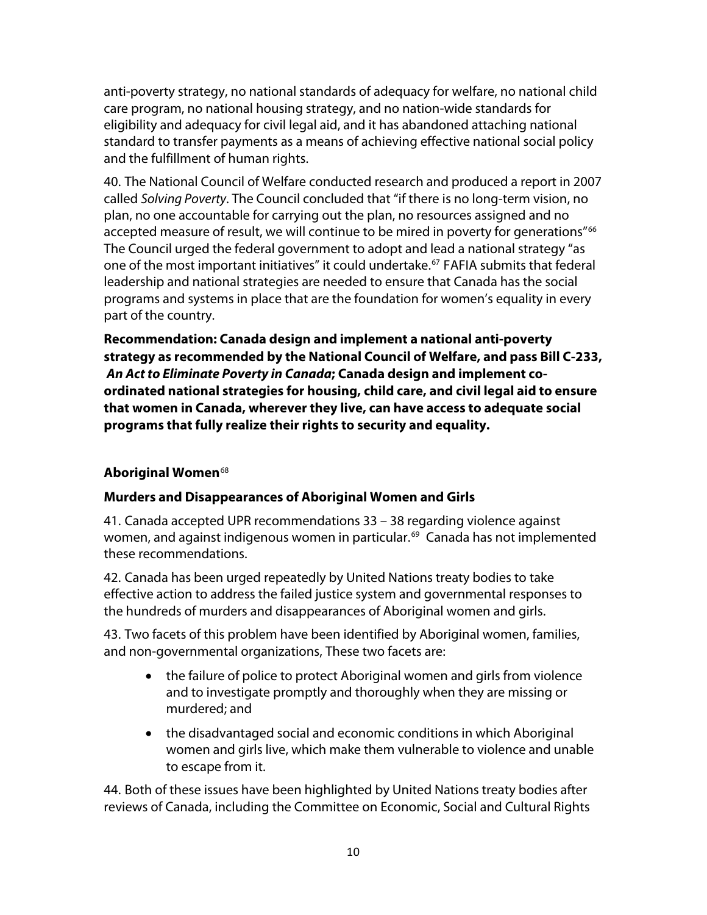anti-poverty strategy, no national standards of adequacy for welfare, no national child care program, no national housing strategy, and no nation-wide standards for eligibility and adequacy for civil legal aid, and it has abandoned attaching national standard to transfer payments as a means of achieving effective national social policy and the fulfillment of human rights.

40. The National Council of Welfare conducted research and produced a report in 2007 called *Solving Poverty*. The Council concluded that "if there is no long-term vision, no plan, no one accountable for carrying out the plan, no resources assigned and no accepted measure of result, we will continue to be mired in poverty for generations"[66] The Council urged the federal government to adopt and lead a national strategy "as one of the most important initiatives" it could undertake.[67] FAFIA submits that federal leadership and national strategies are needed to ensure that Canada has the social programs and systems in place that are the foundation for women's equality in every part of the country.

**Recommendation: Canada design and implement a national anti-poverty strategy as recommended by the National Council of Welfare, and pass Bill C-233, *An Act to Eliminate Poverty in Canada*; Canada design and implement co-ordinated national strategies for housing, child care, and civil legal aid to ensure that women in Canada, wherever they live, can have access to adequate social programs that fully realize their rights to security and equality.**

### Aboriginal Women[68]

### Murders and Disappearances of Aboriginal Women and Girls

41. Canada accepted UPR recommendations 33 – 38 regarding violence against women, and against indigenous women in particular.[69] Canada has not implemented these recommendations.

42. Canada has been urged repeatedly by United Nations treaty bodies to take effective action to address the failed justice system and governmental responses to the hundreds of murders and disappearances of Aboriginal women and girls.

43. Two facets of this problem have been identified by Aboriginal women, families, and non-governmental organizations, These two facets are:

- the failure of police to protect Aboriginal women and girls from violence and to investigate promptly and thoroughly when they are missing or murdered; and
- the disadvantaged social and economic conditions in which Aboriginal women and girls live, which make them vulnerable to violence and unable to escape from it.

44. Both of these issues have been highlighted by United Nations treaty bodies after reviews of Canada, including the Committee on Economic, Social and Cultural Rights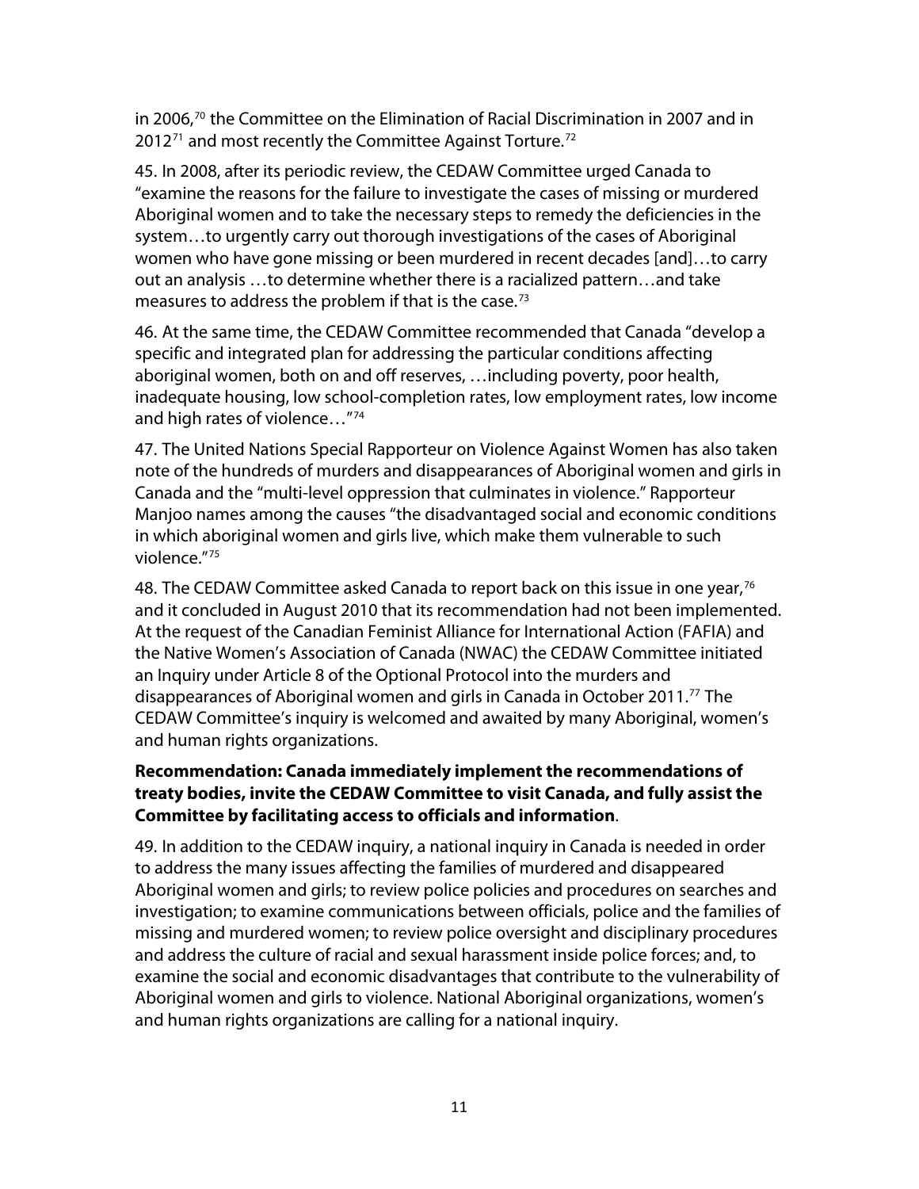in 2006,[70] the Committee on the Elimination of Racial Discrimination in 2007 and in 2012[71] and most recently the Committee Against Torture.[72]

45. In 2008, after its periodic review, the CEDAW Committee urged Canada to "examine the reasons for the failure to investigate the cases of missing or murdered Aboriginal women and to take the necessary steps to remedy the deficiencies in the system…to urgently carry out thorough investigations of the cases of Aboriginal women who have gone missing or been murdered in recent decades [and]…to carry out an analysis …to determine whether there is a racialized pattern…and take measures to address the problem if that is the case.[73]

46. At the same time, the CEDAW Committee recommended that Canada "develop a specific and integrated plan for addressing the particular conditions affecting aboriginal women, both on and off reserves, …including poverty, poor health, inadequate housing, low school-completion rates, low employment rates, low income and high rates of violence…"[74]

47. The United Nations Special Rapporteur on Violence Against Women has also taken note of the hundreds of murders and disappearances of Aboriginal women and girls in Canada and the "multi-level oppression that culminates in violence." Rapporteur Manjoo names among the causes "the disadvantaged social and economic conditions in which aboriginal women and girls live, which make them vulnerable to such violence."[75]

48. The CEDAW Committee asked Canada to report back on this issue in one year,[76] and it concluded in August 2010 that its recommendation had not been implemented. At the request of the Canadian Feminist Alliance for International Action (FAFIA) and the Native Women's Association of Canada (NWAC) the CEDAW Committee initiated an Inquiry under Article 8 of the Optional Protocol into the murders and disappearances of Aboriginal women and girls in Canada in October 2011.[77] The CEDAW Committee's inquiry is welcomed and awaited by many Aboriginal, women's and human rights organizations.

**Recommendation: Canada immediately implement the recommendations of treaty bodies, invite the CEDAW Committee to visit Canada, and fully assist the Committee by facilitating access to officials and information**.

49. In addition to the CEDAW inquiry, a national inquiry in Canada is needed in order to address the many issues affecting the families of murdered and disappeared Aboriginal women and girls; to review police policies and procedures on searches and investigation; to examine communications between officials, police and the families of missing and murdered women; to review police oversight and disciplinary procedures and address the culture of racial and sexual harassment inside police forces; and, to examine the social and economic disadvantages that contribute to the vulnerability of Aboriginal women and girls to violence. National Aboriginal organizations, women's and human rights organizations are calling for a national inquiry.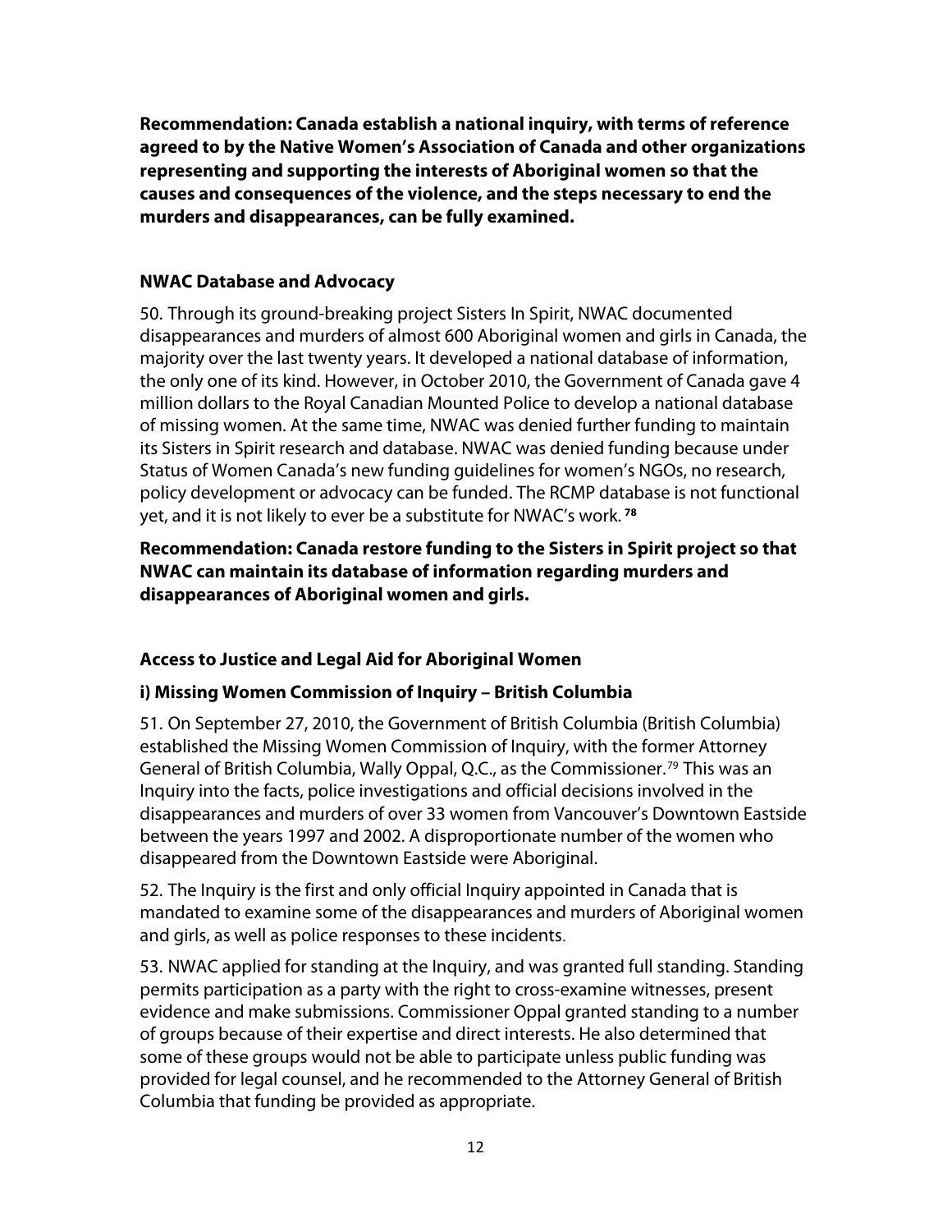**Recommendation: Canada establish a national inquiry, with terms of reference agreed to by the Native Women's Association of Canada and other organizations representing and supporting the interests of Aboriginal women so that the causes and consequences of the violence, and the steps necessary to end the murders and disappearances, can be fully examined.**

### NWAC Database and Advocacy

50. Through its ground-breaking project Sisters In Spirit, NWAC documented disappearances and murders of almost 600 Aboriginal women and girls in Canada, the majority over the last twenty years. It developed a national database of information, the only one of its kind. However, in October 2010, the Government of Canada gave 4 million dollars to the Royal Canadian Mounted Police to develop a national database of missing women. At the same time, NWAC was denied further funding to maintain its Sisters in Spirit research and database. NWAC was denied funding because under Status of Women Canada's new funding guidelines for women's NGOs, no research, policy development or advocacy can be funded. The RCMP database is not functional yet, and it is not likely to ever be a substitute for NWAC's work. [78]

**Recommendation: Canada restore funding to the Sisters in Spirit project so that NWAC can maintain its database of information regarding murders and disappearances of Aboriginal women and girls.**

### Access to Justice and Legal Aid for Aboriginal Women

#### i) Missing Women Commission of Inquiry – British Columbia

51. On September 27, 2010, the Government of British Columbia (British Columbia) established the Missing Women Commission of Inquiry, with the former Attorney General of British Columbia, Wally Oppal, Q.C., as the Commissioner.[79] This was an Inquiry into the facts, police investigations and official decisions involved in the disappearances and murders of over 33 women from Vancouver's Downtown Eastside between the years 1997 and 2002. A disproportionate number of the women who disappeared from the Downtown Eastside were Aboriginal.

52. The Inquiry is the first and only official Inquiry appointed in Canada that is mandated to examine some of the disappearances and murders of Aboriginal women and girls, as well as police responses to these incidents.

53. NWAC applied for standing at the Inquiry, and was granted full standing. Standing permits participation as a party with the right to cross-examine witnesses, present evidence and make submissions. Commissioner Oppal granted standing to a number of groups because of their expertise and direct interests. He also determined that some of these groups would not be able to participate unless public funding was provided for legal counsel, and he recommended to the Attorney General of British Columbia that funding be provided as appropriate.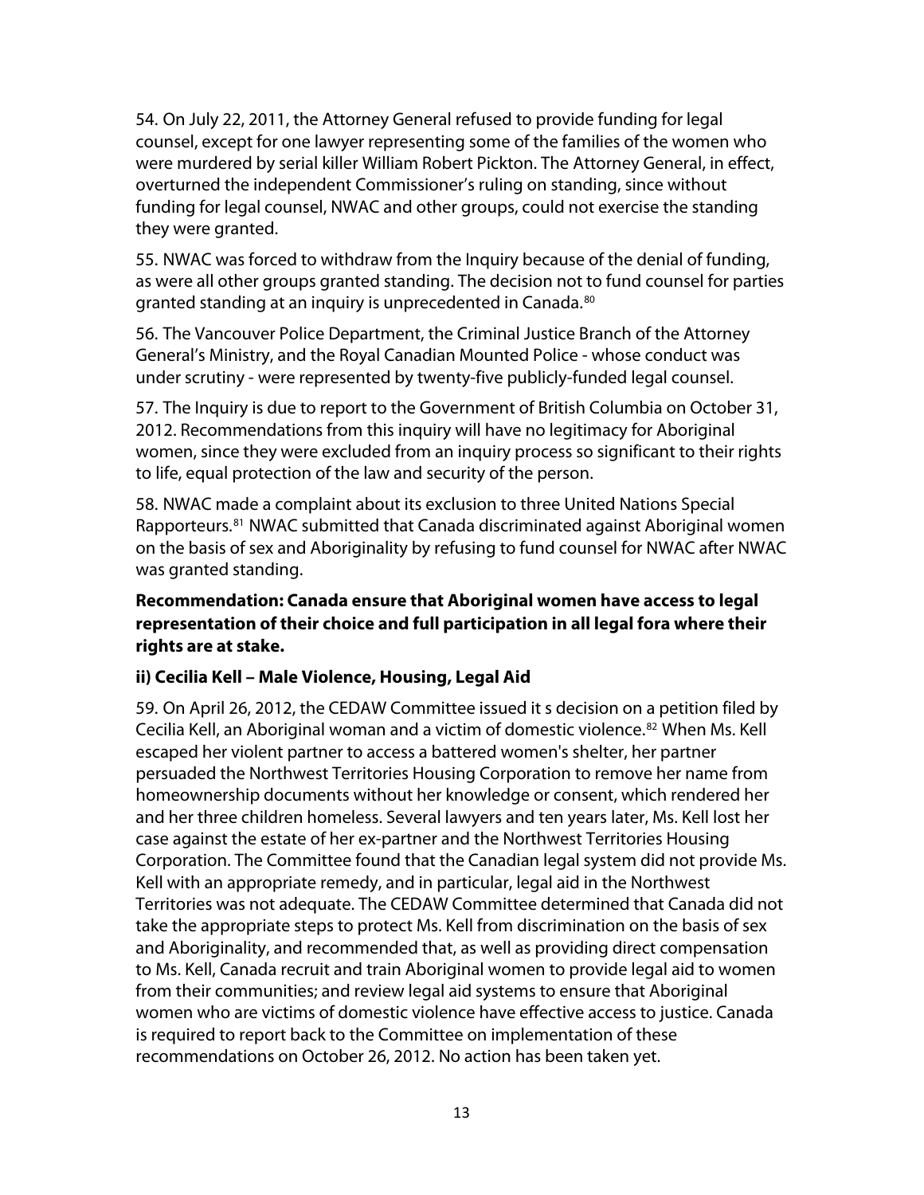54. On July 22, 2011, the Attorney General refused to provide funding for legal counsel, except for one lawyer representing some of the families of the women who were murdered by serial killer William Robert Pickton. The Attorney General, in effect, overturned the independent Commissioner's ruling on standing, since without funding for legal counsel, NWAC and other groups, could not exercise the standing they were granted.

55. NWAC was forced to withdraw from the Inquiry because of the denial of funding, as were all other groups granted standing. The decision not to fund counsel for parties granted standing at an inquiry is unprecedented in Canada.[80]

56. The Vancouver Police Department, the Criminal Justice Branch of the Attorney General's Ministry, and the Royal Canadian Mounted Police - whose conduct was under scrutiny - were represented by twenty-five publicly-funded legal counsel.

57. The Inquiry is due to report to the Government of British Columbia on October 31, 2012. Recommendations from this inquiry will have no legitimacy for Aboriginal women, since they were excluded from an inquiry process so significant to their rights to life, equal protection of the law and security of the person.

58. NWAC made a complaint about its exclusion to three United Nations Special Rapporteurs.[81] NWAC submitted that Canada discriminated against Aboriginal women on the basis of sex and Aboriginality by refusing to fund counsel for NWAC after NWAC was granted standing.

**Recommendation: Canada ensure that Aboriginal women have access to legal representation of their choice and full participation in all legal fora where their rights are at stake.**

### ii) Cecilia Kell – Male Violence, Housing, Legal Aid

59. On April 26, 2012, the CEDAW Committee issued it s decision on a petition filed by Cecilia Kell, an Aboriginal woman and a victim of domestic violence.[82] When Ms. Kell escaped her violent partner to access a battered women's shelter, her partner persuaded the Northwest Territories Housing Corporation to remove her name from homeownership documents without her knowledge or consent, which rendered her and her three children homeless. Several lawyers and ten years later, Ms. Kell lost her case against the estate of her ex-partner and the Northwest Territories Housing Corporation. The Committee found that the Canadian legal system did not provide Ms. Kell with an appropriate remedy, and in particular, legal aid in the Northwest Territories was not adequate. The CEDAW Committee determined that Canada did not take the appropriate steps to protect Ms. Kell from discrimination on the basis of sex and Aboriginality, and recommended that, as well as providing direct compensation to Ms. Kell, Canada recruit and train Aboriginal women to provide legal aid to women from their communities; and review legal aid systems to ensure that Aboriginal women who are victims of domestic violence have effective access to justice. Canada is required to report back to the Committee on implementation of these recommendations on October 26, 2012. No action has been taken yet.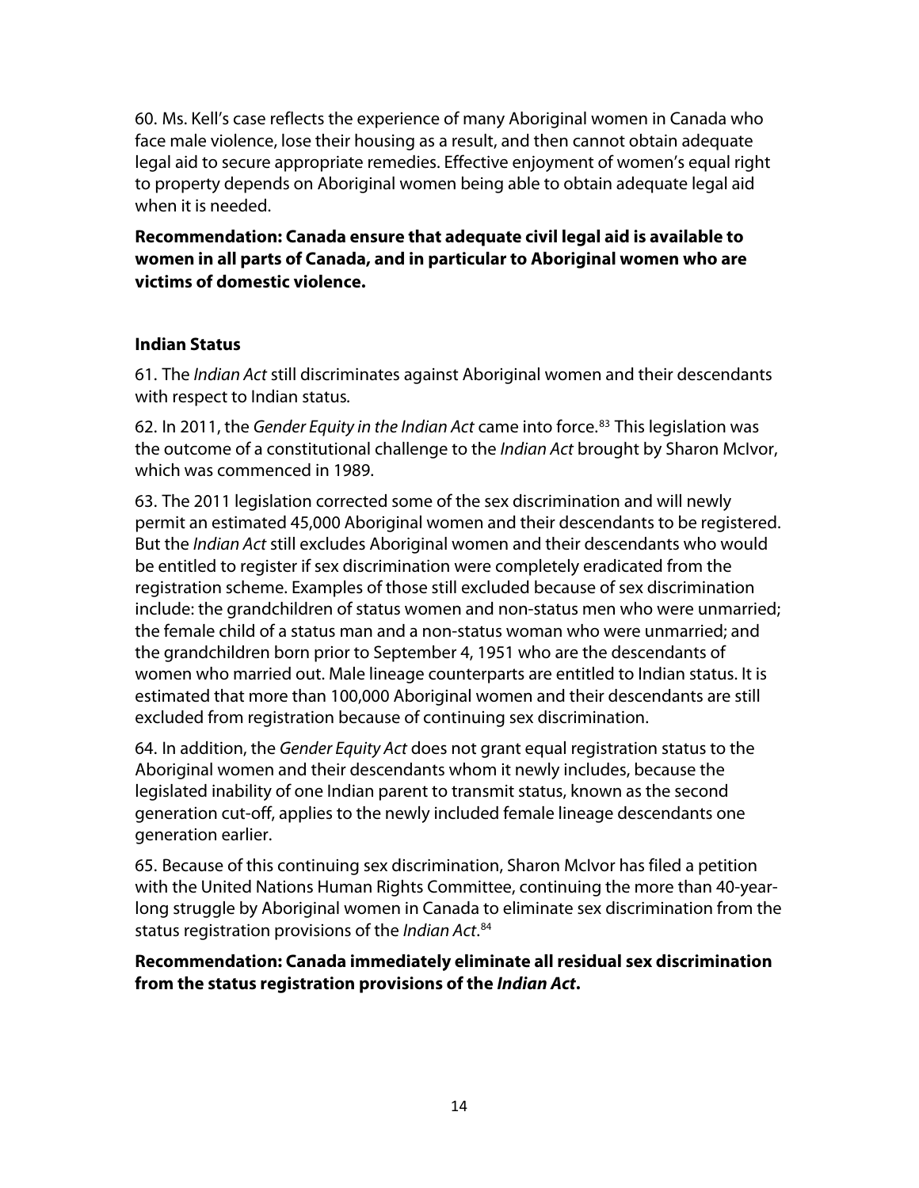60. Ms. Kell's case reflects the experience of many Aboriginal women in Canada who face male violence, lose their housing as a result, and then cannot obtain adequate legal aid to secure appropriate remedies. Effective enjoyment of women's equal right to property depends on Aboriginal women being able to obtain adequate legal aid when it is needed.

**Recommendation: Canada ensure that adequate civil legal aid is available to women in all parts of Canada, and in particular to Aboriginal women who are victims of domestic violence.**

### Indian Status

61. The *Indian Act* still discriminates against Aboriginal women and their descendants with respect to Indian status.

62. In 2011, the *Gender Equity in the Indian Act* came into force.[83] This legislation was the outcome of a constitutional challenge to the *Indian Act* brought by Sharon McIvor, which was commenced in 1989.

63. The 2011 legislation corrected some of the sex discrimination and will newly permit an estimated 45,000 Aboriginal women and their descendants to be registered. But the *Indian Act* still excludes Aboriginal women and their descendants who would be entitled to register if sex discrimination were completely eradicated from the registration scheme. Examples of those still excluded because of sex discrimination include: the grandchildren of status women and non-status men who were unmarried; the female child of a status man and a non-status woman who were unmarried; and the grandchildren born prior to September 4, 1951 who are the descendants of women who married out. Male lineage counterparts are entitled to Indian status. It is estimated that more than 100,000 Aboriginal women and their descendants are still excluded from registration because of continuing sex discrimination.

64. In addition, the *Gender Equity Act* does not grant equal registration status to the Aboriginal women and their descendants whom it newly includes, because the legislated inability of one Indian parent to transmit status, known as the second generation cut-off, applies to the newly included female lineage descendants one generation earlier.

65. Because of this continuing sex discrimination, Sharon McIvor has filed a petition with the United Nations Human Rights Committee, continuing the more than 40-year-long struggle by Aboriginal women in Canada to eliminate sex discrimination from the status registration provisions of the *Indian Act*.[84]

**Recommendation: Canada immediately eliminate all residual sex discrimination from the status registration provisions of the *Indian Act*.**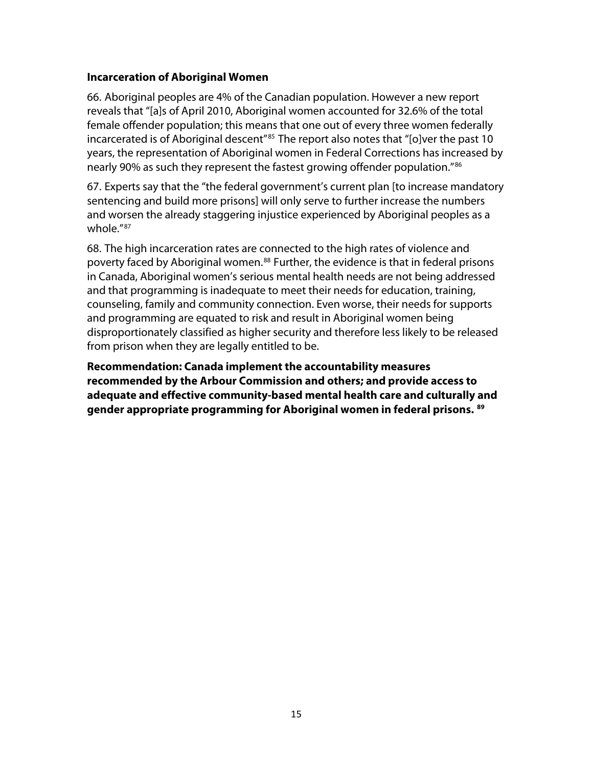**Incarceration of Aboriginal Women**

66. Aboriginal peoples are 4% of the Canadian population. However a new report reveals that "[a]s of April 2010, Aboriginal women accounted for 32.6% of the total female offender population; this means that one out of every three women federally incarcerated is of Aboriginal descent"[85] The report also notes that "[o]ver the past 10 years, the representation of Aboriginal women in Federal Corrections has increased by nearly 90% as such they represent the fastest growing offender population."[86]

67. Experts say that the "the federal government's current plan [to increase mandatory sentencing and build more prisons] will only serve to further increase the numbers and worsen the already staggering injustice experienced by Aboriginal peoples as a whole."[87]

68. The high incarceration rates are connected to the high rates of violence and poverty faced by Aboriginal women.[88] Further, the evidence is that in federal prisons in Canada, Aboriginal women's serious mental health needs are not being addressed and that programming is inadequate to meet their needs for education, training, counseling, family and community connection. Even worse, their needs for supports and programming are equated to risk and result in Aboriginal women being disproportionately classified as higher security and therefore less likely to be released from prison when they are legally entitled to be.

**Recommendation: Canada implement the accountability measures recommended by the Arbour Commission and others; and provide access to adequate and effective community-based mental health care and culturally and gender appropriate programming for Aboriginal women in federal prisons.** [89]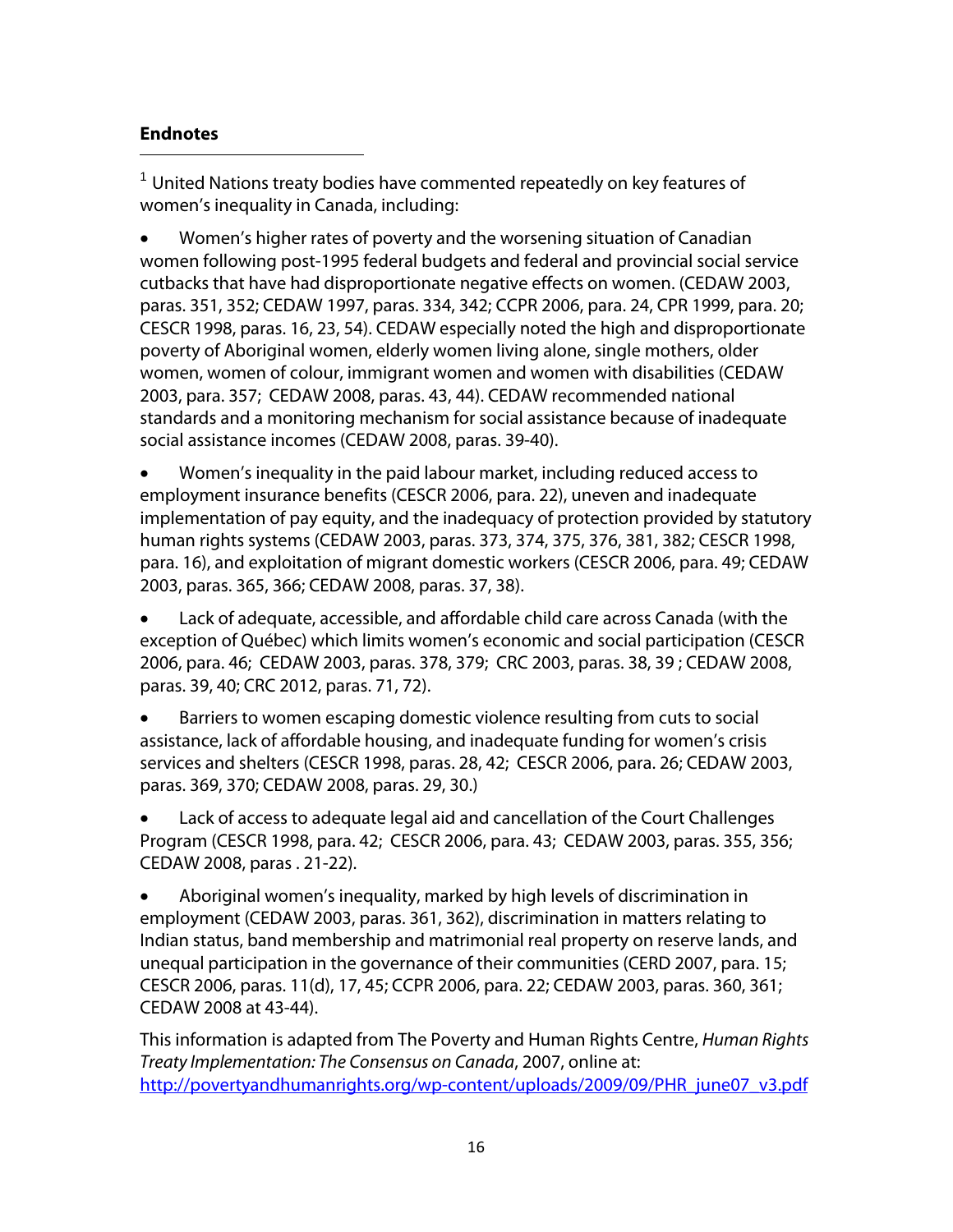**Endnotes**

[1] United Nations treaty bodies have commented repeatedly on key features of women's inequality in Canada, including:

- Women's higher rates of poverty and the worsening situation of Canadian women following post-1995 federal budgets and federal and provincial social service cutbacks that have had disproportionate negative effects on women. (CEDAW 2003, paras. 351, 352; CEDAW 1997, paras. 334, 342; CCPR 2006, para. 24, CPR 1999, para. 20; CESCR 1998, paras. 16, 23, 54). CEDAW especially noted the high and disproportionate poverty of Aboriginal women, elderly women living alone, single mothers, older women, women of colour, immigrant women and women with disabilities (CEDAW 2003, para. 357; CEDAW 2008, paras. 43, 44). CEDAW recommended national standards and a monitoring mechanism for social assistance because of inadequate social assistance incomes (CEDAW 2008, paras. 39-40).

- Women's inequality in the paid labour market, including reduced access to employment insurance benefits (CESCR 2006, para. 22), uneven and inadequate implementation of pay equity, and the inadequacy of protection provided by statutory human rights systems (CEDAW 2003, paras. 373, 374, 375, 376, 381, 382; CESCR 1998, para. 16), and exploitation of migrant domestic workers (CESCR 2006, para. 49; CEDAW 2003, paras. 365, 366; CEDAW 2008, paras. 37, 38).

- Lack of adequate, accessible, and affordable child care across Canada (with the exception of Québec) which limits women's economic and social participation (CESCR 2006, para. 46; CEDAW 2003, paras. 378, 379; CRC 2003, paras. 38, 39 ; CEDAW 2008, paras. 39, 40; CRC 2012, paras. 71, 72).

- Barriers to women escaping domestic violence resulting from cuts to social assistance, lack of affordable housing, and inadequate funding for women's crisis services and shelters (CESCR 1998, paras. 28, 42; CESCR 2006, para. 26; CEDAW 2003, paras. 369, 370; CEDAW 2008, paras. 29, 30.)

- Lack of access to adequate legal aid and cancellation of the Court Challenges Program (CESCR 1998, para. 42; CESCR 2006, para. 43; CEDAW 2003, paras. 355, 356; CEDAW 2008, paras . 21-22).

- Aboriginal women's inequality, marked by high levels of discrimination in employment (CEDAW 2003, paras. 361, 362), discrimination in matters relating to Indian status, band membership and matrimonial real property on reserve lands, and unequal participation in the governance of their communities (CERD 2007, para. 15; CESCR 2006, paras. 11(d), 17, 45; CCPR 2006, para. 22; CEDAW 2003, paras. 360, 361; CEDAW 2008 at 43-44).

This information is adapted from The Poverty and Human Rights Centre, *Human Rights Treaty Implementation: The Consensus on Canada*, 2007, online at: http://povertyandhumanrights.org/wp-content/uploads/2009/09/PHR_june07_v3.pdf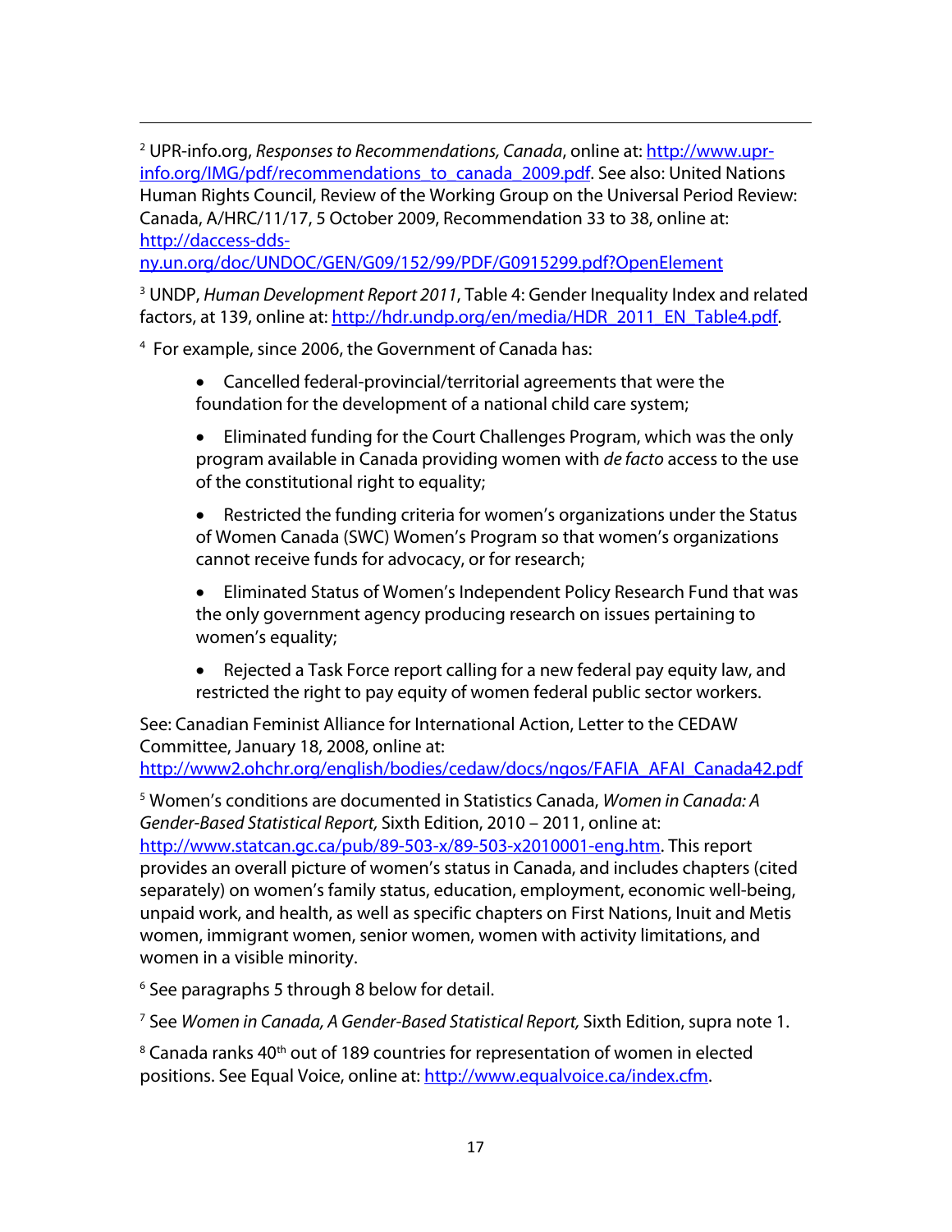[2] UPR-info.org, *Responses to Recommendations, Canada*, online at: http://www.upr-info.org/IMG/pdf/recommendations_to_canada_2009.pdf. See also: United Nations Human Rights Council, Review of the Working Group on the Universal Period Review: Canada, A/HRC/11/17, 5 October 2009, Recommendation 33 to 38, online at: http://daccess-dds-ny.un.org/doc/UNDOC/GEN/G09/152/99/PDF/G0915299.pdf?OpenElement

[3] UNDP, *Human Development Report 2011*, Table 4: Gender Inequality Index and related factors, at 139, online at: http://hdr.undp.org/en/media/HDR_2011_EN_Table4.pdf.

[4] For example, since 2006, the Government of Canada has:

- Cancelled federal-provincial/territorial agreements that were the foundation for the development of a national child care system;
- Eliminated funding for the Court Challenges Program, which was the only program available in Canada providing women with *de facto* access to the use of the constitutional right to equality;
- Restricted the funding criteria for women's organizations under the Status of Women Canada (SWC) Women's Program so that women's organizations cannot receive funds for advocacy, or for research;
- Eliminated Status of Women's Independent Policy Research Fund that was the only government agency producing research on issues pertaining to women's equality;
- Rejected a Task Force report calling for a new federal pay equity law, and restricted the right to pay equity of women federal public sector workers.

See: Canadian Feminist Alliance for International Action, Letter to the CEDAW Committee, January 18, 2008, online at: http://www2.ohchr.org/english/bodies/cedaw/docs/ngos/FAFIA_AFAI_Canada42.pdf

[5] Women's conditions are documented in Statistics Canada, *Women in Canada: A Gender-Based Statistical Report,* Sixth Edition, 2010 – 2011, online at: http://www.statcan.gc.ca/pub/89-503-x/89-503-x2010001-eng.htm. This report provides an overall picture of women's status in Canada, and includes chapters (cited separately) on women's family status, education, employment, economic well-being, unpaid work, and health, as well as specific chapters on First Nations, Inuit and Metis women, immigrant women, senior women, women with activity limitations, and women in a visible minority.

[6] See paragraphs 5 through 8 below for detail.

[7] See *Women in Canada, A Gender-Based Statistical Report,* Sixth Edition, supra note 1.

[8] Canada ranks 40th out of 189 countries for representation of women in elected positions. See Equal Voice, online at: http://www.equalvoice.ca/index.cfm.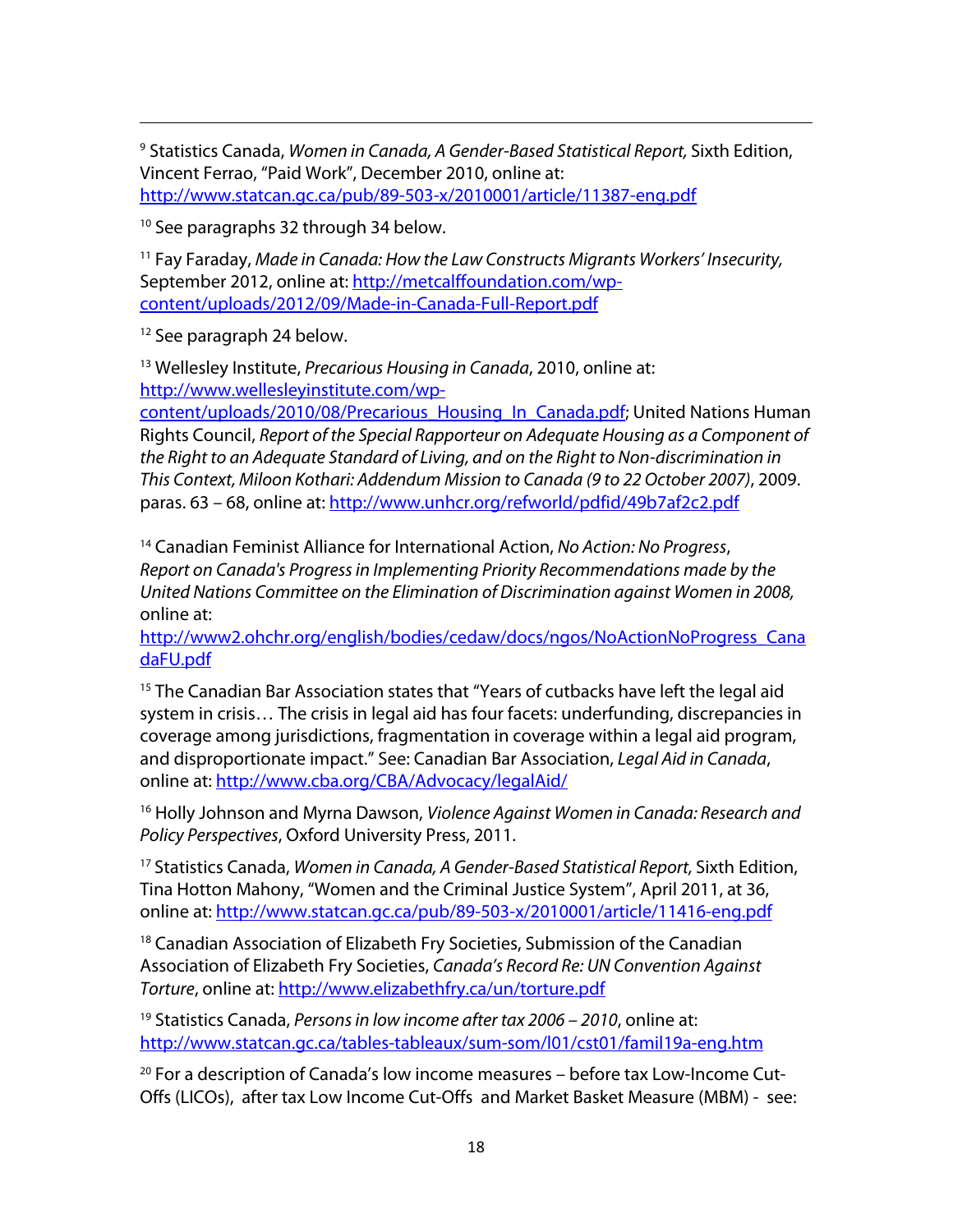[9] Statistics Canada, *Women in Canada, A Gender-Based Statistical Report,* Sixth Edition, Vincent Ferrao, "Paid Work", December 2010, online at: http://www.statcan.gc.ca/pub/89-503-x/2010001/article/11387-eng.pdf

[10] See paragraphs 32 through 34 below.

[11] Fay Faraday, *Made in Canada: How the Law Constructs Migrants Workers' Insecurity,* September 2012, online at: http://metcalffoundation.com/wp-content/uploads/2012/09/Made-in-Canada-Full-Report.pdf

[12] See paragraph 24 below.

[13] Wellesley Institute, *Precarious Housing in Canada*, 2010, online at: http://www.wellesleyinstitute.com/wp-content/uploads/2010/08/Precarious_Housing_In_Canada.pdf; United Nations Human Rights Council, *Report of the Special Rapporteur on Adequate Housing as a Component of the Right to an Adequate Standard of Living, and on the Right to Non-discrimination in This Context, Miloon Kothari: Addendum Mission to Canada (9 to 22 October 2007)*, 2009. paras. 63 – 68, online at: http://www.unhcr.org/refworld/pdfid/49b7af2c2.pdf

[14] Canadian Feminist Alliance for International Action, *No Action: No Progress*, *Report on Canada's Progress in Implementing Priority Recommendations made by the United Nations Committee on the Elimination of Discrimination against Women in 2008,* online at: http://www2.ohchr.org/english/bodies/cedaw/docs/ngos/NoActionNoProgress_CanadaFU.pdf

[15] The Canadian Bar Association states that "Years of cutbacks have left the legal aid system in crisis… The crisis in legal aid has four facets: underfunding, discrepancies in coverage among jurisdictions, fragmentation in coverage within a legal aid program, and disproportionate impact." See: Canadian Bar Association, *Legal Aid in Canada*, online at: http://www.cba.org/CBA/Advocacy/legalAid/

[16] Holly Johnson and Myrna Dawson, *Violence Against Women in Canada: Research and Policy Perspectives*, Oxford University Press, 2011.

[17] Statistics Canada, *Women in Canada, A Gender-Based Statistical Report,* Sixth Edition, Tina Hotton Mahony, "Women and the Criminal Justice System", April 2011, at 36, online at: http://www.statcan.gc.ca/pub/89-503-x/2010001/article/11416-eng.pdf

[18] Canadian Association of Elizabeth Fry Societies, Submission of the Canadian Association of Elizabeth Fry Societies, *Canada's Record Re: UN Convention Against Torture*, online at: http://www.elizabethfry.ca/un/torture.pdf

[19] Statistics Canada, *Persons in low income after tax 2006 – 2010*, online at: http://www.statcan.gc.ca/tables-tableaux/sum-som/l01/cst01/famil19a-eng.htm

[20] For a description of Canada's low income measures – before tax Low-Income Cut-Offs (LICOs), after tax Low Income Cut-Offs and Market Basket Measure (MBM) - see: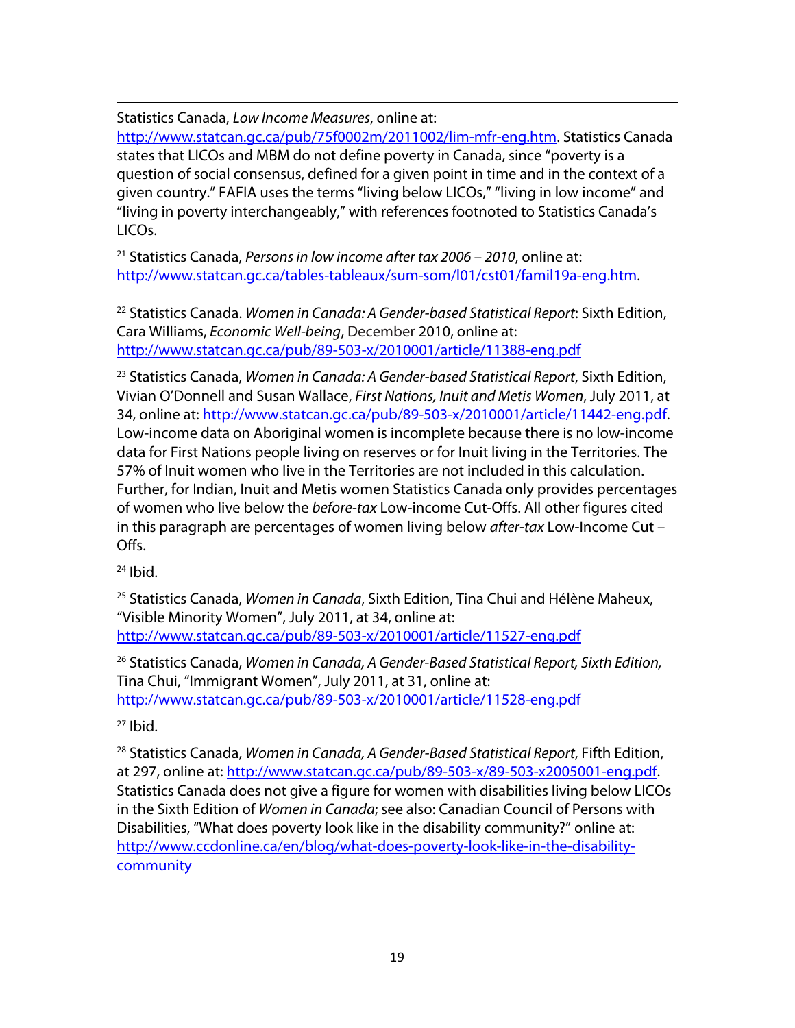Statistics Canada, *Low Income Measures*, online at: http://www.statcan.gc.ca/pub/75f0002m/2011002/lim-mfr-eng.htm. Statistics Canada states that LICOs and MBM do not define poverty in Canada, since "poverty is a question of social consensus, defined for a given point in time and in the context of a given country." FAFIA uses the terms "living below LICOs," "living in low income" and "living in poverty interchangeably," with references footnoted to Statistics Canada's LICOs.

[21] Statistics Canada, *Persons in low income after tax 2006 – 2010*, online at: http://www.statcan.gc.ca/tables-tableaux/sum-som/l01/cst01/famil19a-eng.htm.

[22] Statistics Canada. *Women in Canada: A Gender-based Statistical Report*: Sixth Edition, Cara Williams, *Economic Well-being*, December 2010, online at: http://www.statcan.gc.ca/pub/89-503-x/2010001/article/11388-eng.pdf

[23] Statistics Canada, *Women in Canada: A Gender-based Statistical Report*, Sixth Edition, Vivian O'Donnell and Susan Wallace, *First Nations, Inuit and Metis Women*, July 2011, at 34, online at: http://www.statcan.gc.ca/pub/89-503-x/2010001/article/11442-eng.pdf. Low-income data on Aboriginal women is incomplete because there is no low-income data for First Nations people living on reserves or for Inuit living in the Territories. The 57% of Inuit women who live in the Territories are not included in this calculation. Further, for Indian, Inuit and Metis women Statistics Canada only provides percentages of women who live below the *before-tax* Low-income Cut-Offs. All other figures cited in this paragraph are percentages of women living below *after-tax* Low-Income Cut – Offs.

[24] Ibid.

[25] Statistics Canada, *Women in Canada*, Sixth Edition, Tina Chui and Hélène Maheux, "Visible Minority Women", July 2011, at 34, online at: http://www.statcan.gc.ca/pub/89-503-x/2010001/article/11527-eng.pdf

[26] Statistics Canada, *Women in Canada, A Gender-Based Statistical Report, Sixth Edition,* Tina Chui, "Immigrant Women", July 2011, at 31, online at: http://www.statcan.gc.ca/pub/89-503-x/2010001/article/11528-eng.pdf

[27] Ibid.

[28] Statistics Canada, *Women in Canada, A Gender-Based Statistical Report*, Fifth Edition, at 297, online at: http://www.statcan.gc.ca/pub/89-503-x/89-503-x2005001-eng.pdf. Statistics Canada does not give a figure for women with disabilities living below LICOs in the Sixth Edition of *Women in Canada*; see also: Canadian Council of Persons with Disabilities, "What does poverty look like in the disability community?" online at: http://www.ccdonline.ca/en/blog/what-does-poverty-look-like-in-the-disability-community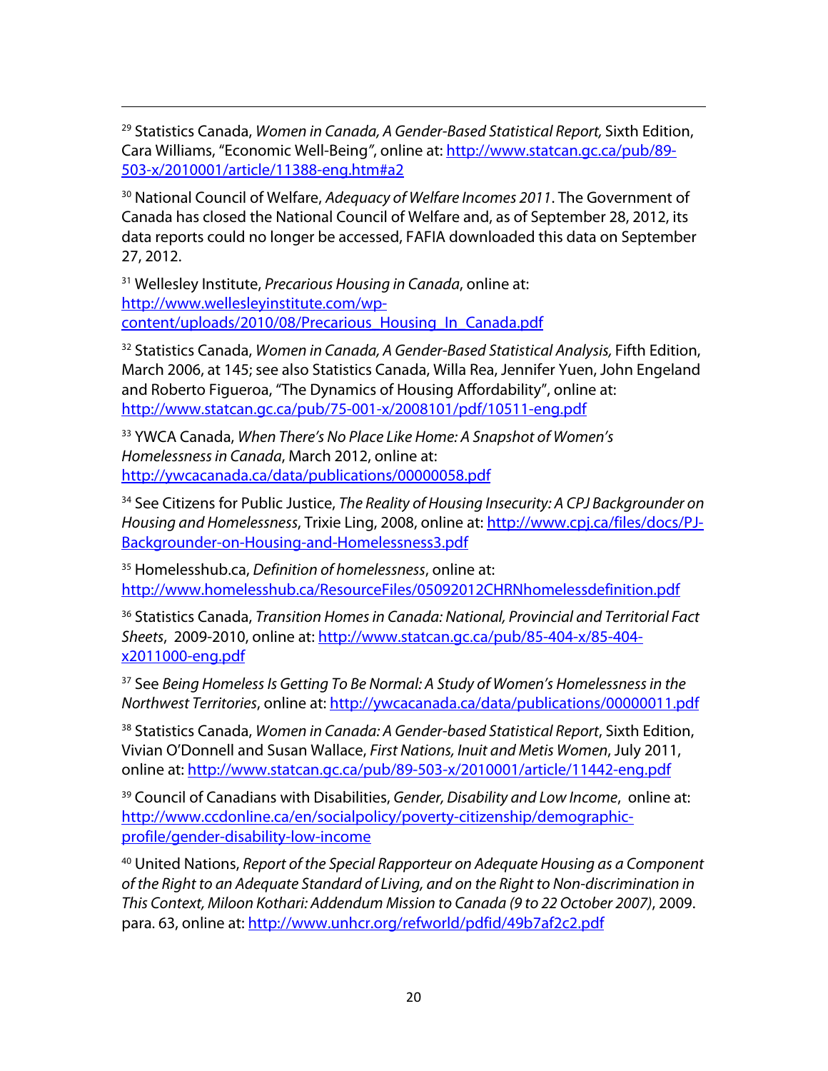[29] Statistics Canada, *Women in Canada, A Gender-Based Statistical Report,* Sixth Edition, Cara Williams, "Economic Well-Being", online at: http://www.statcan.gc.ca/pub/89-503-x/2010001/article/11388-eng.htm#a2

[30] National Council of Welfare, *Adequacy of Welfare Incomes 2011*. The Government of Canada has closed the National Council of Welfare and, as of September 28, 2012, its data reports could no longer be accessed, FAFIA downloaded this data on September 27, 2012.

[31] Wellesley Institute, *Precarious Housing in Canada*, online at: http://www.wellesleyinstitute.com/wp-content/uploads/2010/08/Precarious_Housing_In_Canada.pdf

[32] Statistics Canada, *Women in Canada, A Gender-Based Statistical Analysis,* Fifth Edition, March 2006, at 145; see also Statistics Canada, Willa Rea, Jennifer Yuen, John Engeland and Roberto Figueroa, "The Dynamics of Housing Affordability", online at: http://www.statcan.gc.ca/pub/75-001-x/2008101/pdf/10511-eng.pdf

[33] YWCA Canada, *When There's No Place Like Home: A Snapshot of Women's Homelessness in Canada*, March 2012, online at: http://ywcacanada.ca/data/publications/00000058.pdf

[34] See Citizens for Public Justice, *The Reality of Housing Insecurity: A CPJ Backgrounder on Housing and Homelessness*, Trixie Ling, 2008, online at: http://www.cpj.ca/files/docs/PJ-Backgrounder-on-Housing-and-Homelessness3.pdf

[35] Homelesshub.ca, *Definition of homelessness*, online at: http://www.homelesshub.ca/ResourceFiles/05092012CHRNhomelessdefinition.pdf

[36] Statistics Canada, *Transition Homes in Canada: National, Provincial and Territorial Fact Sheets*, 2009-2010, online at: http://www.statcan.gc.ca/pub/85-404-x/85-404-x2011000-eng.pdf

[37] See *Being Homeless Is Getting To Be Normal: A Study of Women's Homelessness in the Northwest Territories*, online at: http://ywcacanada.ca/data/publications/00000011.pdf

[38] Statistics Canada, *Women in Canada: A Gender-based Statistical Report*, Sixth Edition, Vivian O'Donnell and Susan Wallace, *First Nations, Inuit and Metis Women*, July 2011, online at: http://www.statcan.gc.ca/pub/89-503-x/2010001/article/11442-eng.pdf

[39] Council of Canadians with Disabilities, *Gender, Disability and Low Income*, online at: http://www.ccdonline.ca/en/socialpolicy/poverty-citizenship/demographic-profile/gender-disability-low-income

[40] United Nations, *Report of the Special Rapporteur on Adequate Housing as a Component of the Right to an Adequate Standard of Living, and on the Right to Non-discrimination in This Context, Miloon Kothari: Addendum Mission to Canada (9 to 22 October 2007)*, 2009. para. 63, online at: http://www.unhcr.org/refworld/pdfid/49b7af2c2.pdf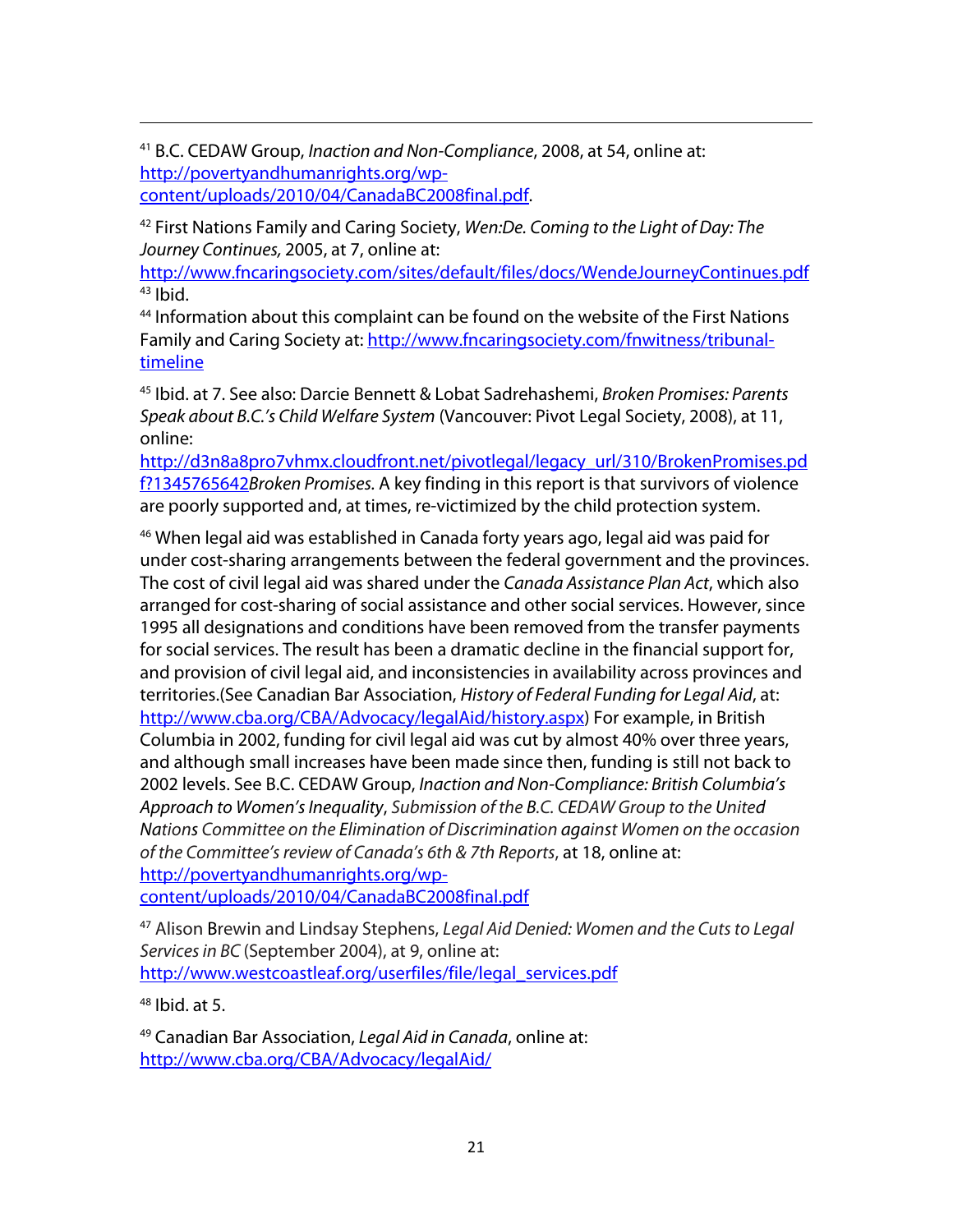[41] B.C. CEDAW Group, *Inaction and Non-Compliance*, 2008, at 54, online at: http://povertyandhumanrights.org/wp-content/uploads/2010/04/CanadaBC2008final.pdf.

[42] First Nations Family and Caring Society, *Wen:De. Coming to the Light of Day: The Journey Continues,* 2005, at 7, online at: http://www.fncaringsociety.com/sites/default/files/docs/WendeJourneyContinues.pdf

[43] Ibid.

[44] Information about this complaint can be found on the website of the First Nations Family and Caring Society at: http://www.fncaringsociety.com/fnwitness/tribunal-timeline

[45] Ibid. at 7. See also: Darcie Bennett & Lobat Sadrehashemi, *Broken Promises: Parents Speak about B.C.'s Child Welfare System* (Vancouver: Pivot Legal Society, 2008), at 11, online: http://d3n8a8pro7vhmx.cloudfront.net/pivotlegal/legacy_url/310/BrokenPromises.pdf?1345765642*Broken Promises.* A key finding in this report is that survivors of violence are poorly supported and, at times, re-victimized by the child protection system.

[46] When legal aid was established in Canada forty years ago, legal aid was paid for under cost-sharing arrangements between the federal government and the provinces. The cost of civil legal aid was shared under the *Canada Assistance Plan Act*, which also arranged for cost-sharing of social assistance and other social services. However, since 1995 all designations and conditions have been removed from the transfer payments for social services. The result has been a dramatic decline in the financial support for, and provision of civil legal aid, and inconsistencies in availability across provinces and territories.(See Canadian Bar Association, *History of Federal Funding for Legal Aid*, at: http://www.cba.org/CBA/Advocacy/legalAid/history.aspx) For example, in British Columbia in 2002, funding for civil legal aid was cut by almost 40% over three years, and although small increases have been made since then, funding is still not back to 2002 levels. See B.C. CEDAW Group, *Inaction and Non-Compliance: British Columbia's Approach to Women's Inequality*, *Submission of the B.C. CEDAW Group to the United Nations Committee on the Elimination of Discrimination against Women on the occasion of the Committee's review of Canada's 6th & 7th Reports*, at 18, online at: http://povertyandhumanrights.org/wp-content/uploads/2010/04/CanadaBC2008final.pdf

[47] Alison Brewin and Lindsay Stephens, *Legal Aid Denied: Women and the Cuts to Legal Services in BC* (September 2004), at 9, online at: http://www.westcoastleaf.org/userfiles/file/legal_services.pdf

[48] Ibid. at 5.

[49] Canadian Bar Association, *Legal Aid in Canada*, online at: http://www.cba.org/CBA/Advocacy/legalAid/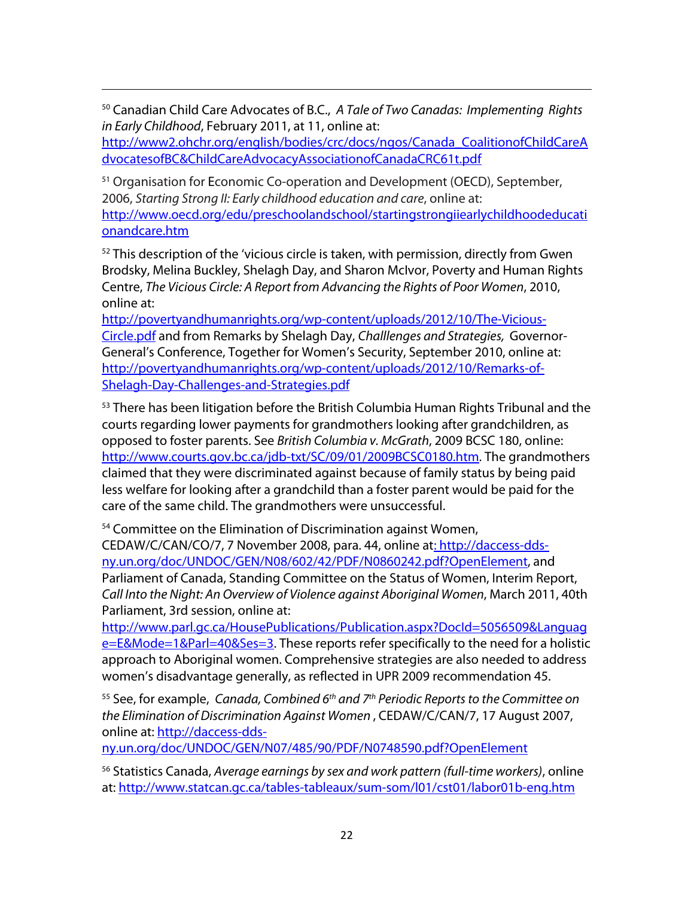[50] Canadian Child Care Advocates of B.C., *A Tale of Two Canadas: Implementing Rights in Early Childhood*, February 2011, at 11, online at: http://www2.ohchr.org/english/bodies/crc/docs/ngos/Canada_CoalitionofChildCareAdvocatesofBC&ChildCareAdvocacyAssociationofCanadaCRC61t.pdf

[51] Organisation for Economic Co-operation and Development (OECD), September, 2006, *Starting Strong II: Early childhood education and care*, online at: http://www.oecd.org/edu/preschoolandschool/startingstrongiiearlychildhoodeducationandcare.htm

[52] This description of the 'vicious circle is taken, with permission, directly from Gwen Brodsky, Melina Buckley, Shelagh Day, and Sharon McIvor, Poverty and Human Rights Centre, *The Vicious Circle: A Report from Advancing the Rights of Poor Women*, 2010, online at: http://povertyandhumanrights.org/wp-content/uploads/2012/10/The-Vicious-Circle.pdf and from Remarks by Shelagh Day, *Challlenges and Strategies,* Governor-General's Conference, Together for Women's Security, September 2010, online at: http://povertyandhumanrights.org/wp-content/uploads/2012/10/Remarks-of-Shelagh-Day-Challenges-and-Strategies.pdf

[53] There has been litigation before the British Columbia Human Rights Tribunal and the courts regarding lower payments for grandmothers looking after grandchildren, as opposed to foster parents. See *British Columbia v. McGrath*, 2009 BCSC 180, online: http://www.courts.gov.bc.ca/jdb-txt/SC/09/01/2009BCSC0180.htm. The grandmothers claimed that they were discriminated against because of family status by being paid less welfare for looking after a grandchild than a foster parent would be paid for the care of the same child. The grandmothers were unsuccessful.

[54] Committee on the Elimination of Discrimination against Women, CEDAW/C/CAN/CO/7, 7 November 2008, para. 44, online at: http://daccess-dds-ny.un.org/doc/UNDOC/GEN/N08/602/42/PDF/N0860242.pdf?OpenElement, and Parliament of Canada, Standing Committee on the Status of Women, Interim Report, *Call Into the Night: An Overview of Violence against Aboriginal Women*, March 2011, 40th Parliament, 3rd session, online at: http://www.parl.gc.ca/HousePublications/Publication.aspx?DocId=5056509&Language=E&Mode=1&Parl=40&Ses=3. These reports refer specifically to the need for a holistic approach to Aboriginal women. Comprehensive strategies are also needed to address women's disadvantage generally, as reflected in UPR 2009 recommendation 45.

[55] See, for example, *Canada, Combined 6th and 7th Periodic Reports to the Committee on the Elimination of Discrimination Against Women* , CEDAW/C/CAN/7, 17 August 2007, online at: http://daccess-dds-ny.un.org/doc/UNDOC/GEN/N07/485/90/PDF/N0748590.pdf?OpenElement

[56] Statistics Canada, *Average earnings by sex and work pattern (full-time workers)*, online at: http://www.statcan.gc.ca/tables-tableaux/sum-som/l01/cst01/labor01b-eng.htm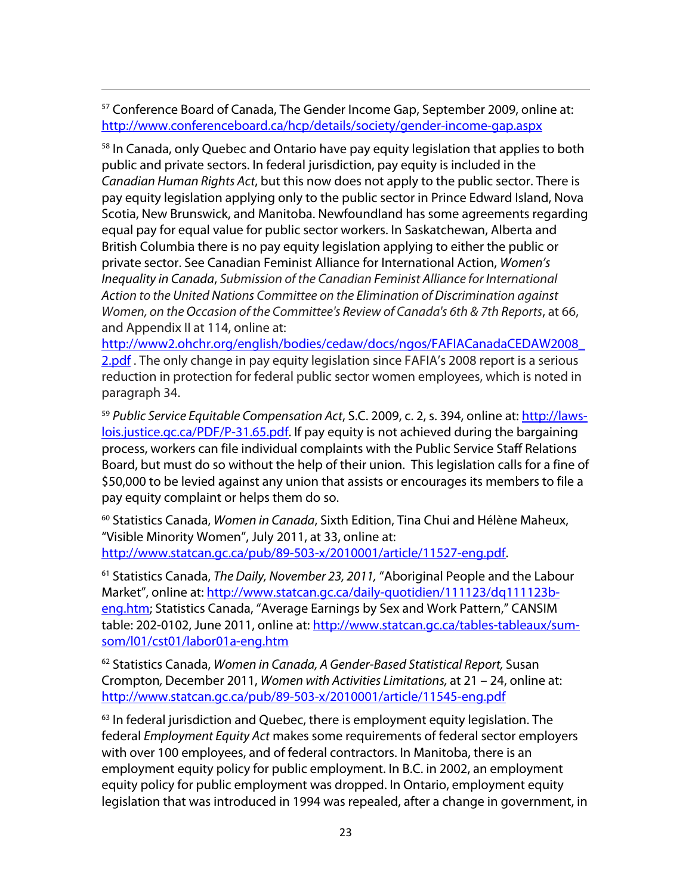[57] Conference Board of Canada, The Gender Income Gap, September 2009, online at: http://www.conferenceboard.ca/hcp/details/society/gender-income-gap.aspx

[58] In Canada, only Quebec and Ontario have pay equity legislation that applies to both public and private sectors. In federal jurisdiction, pay equity is included in the *Canadian Human Rights Act*, but this now does not apply to the public sector. There is pay equity legislation applying only to the public sector in Prince Edward Island, Nova Scotia, New Brunswick, and Manitoba. Newfoundland has some agreements regarding equal pay for equal value for public sector workers. In Saskatchewan, Alberta and British Columbia there is no pay equity legislation applying to either the public or private sector. See Canadian Feminist Alliance for International Action, *Women's Inequality in Canada*, *Submission of the Canadian Feminist Alliance for International Action to the United Nations Committee on the Elimination of Discrimination against Women, on the Occasion of the Committee's Review of Canada's 6th & 7th Reports*, at 66, and Appendix II at 114, online at: http://www2.ohchr.org/english/bodies/cedaw/docs/ngos/FAFIACanadaCEDAW2008_2.pdf . The only change in pay equity legislation since FAFIA's 2008 report is a serious reduction in protection for federal public sector women employees, which is noted in paragraph 34.

[59] *Public Service Equitable Compensation Act*, S.C. 2009, c. 2, s. 394, online at: http://laws-lois.justice.gc.ca/PDF/P-31.65.pdf. If pay equity is not achieved during the bargaining process, workers can file individual complaints with the Public Service Staff Relations Board, but must do so without the help of their union. This legislation calls for a fine of $50,000 to be levied against any union that assists or encourages its members to file a pay equity complaint or helps them do so.

[60] Statistics Canada, *Women in Canada*, Sixth Edition, Tina Chui and Hélène Maheux, "Visible Minority Women", July 2011, at 33, online at: http://www.statcan.gc.ca/pub/89-503-x/2010001/article/11527-eng.pdf.

[61] Statistics Canada, *The Daily, November 23, 2011,* "Aboriginal People and the Labour Market", online at: http://www.statcan.gc.ca/daily-quotidien/111123/dq111123b-eng.htm; Statistics Canada, "Average Earnings by Sex and Work Pattern," CANSIM table: 202-0102, June 2011, online at: http://www.statcan.gc.ca/tables-tableaux/sum-som/l01/cst01/labor01a-eng.htm

[62] Statistics Canada, *Women in Canada, A Gender-Based Statistical Report,* Susan Crompton*,* December 2011, *Women with Activities Limitations,* at 21 – 24, online at: http://www.statcan.gc.ca/pub/89-503-x/2010001/article/11545-eng.pdf

[63] In federal jurisdiction and Quebec, there is employment equity legislation. The federal *Employment Equity Act* makes some requirements of federal sector employers with over 100 employees, and of federal contractors. In Manitoba, there is an employment equity policy for public employment. In B.C. in 2002, an employment equity policy for public employment was dropped. In Ontario, employment equity legislation that was introduced in 1994 was repealed, after a change in government, in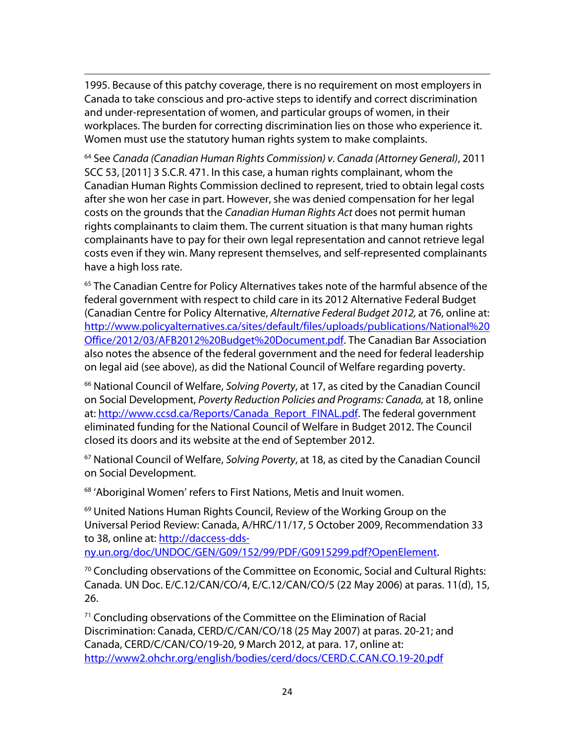1995. Because of this patchy coverage, there is no requirement on most employers in Canada to take conscious and pro-active steps to identify and correct discrimination and under-representation of women, and particular groups of women, in their workplaces. The burden for correcting discrimination lies on those who experience it. Women must use the statutory human rights system to make complaints.

[64] See *Canada (Canadian Human Rights Commission) v. Canada (Attorney General)*, 2011 SCC 53, [2011] 3 S.C.R. 471. In this case, a human rights complainant, whom the Canadian Human Rights Commission declined to represent, tried to obtain legal costs after she won her case in part. However, she was denied compensation for her legal costs on the grounds that the *Canadian Human Rights Act* does not permit human rights complainants to claim them. The current situation is that many human rights complainants have to pay for their own legal representation and cannot retrieve legal costs even if they win. Many represent themselves, and self-represented complainants have a high loss rate.

[65] The Canadian Centre for Policy Alternatives takes note of the harmful absence of the federal government with respect to child care in its 2012 Alternative Federal Budget (Canadian Centre for Policy Alternative, *Alternative Federal Budget 2012,* at 76, online at: http://www.policyalternatives.ca/sites/default/files/uploads/publications/National%20Office/2012/03/AFB2012%20Budget%20Document.pdf. The Canadian Bar Association also notes the absence of the federal government and the need for federal leadership on legal aid (see above), as did the National Council of Welfare regarding poverty.

[66] National Council of Welfare, *Solving Poverty*, at 17, as cited by the Canadian Council on Social Development, *Poverty Reduction Policies and Programs: Canada,* at 18, online at: http://www.ccsd.ca/Reports/Canada_Report_FINAL.pdf. The federal government eliminated funding for the National Council of Welfare in Budget 2012. The Council closed its doors and its website at the end of September 2012.

[67] National Council of Welfare, *Solving Poverty*, at 18, as cited by the Canadian Council on Social Development.

[68] 'Aboriginal Women' refers to First Nations, Metis and Inuit women.

[69] United Nations Human Rights Council, Review of the Working Group on the Universal Period Review: Canada, A/HRC/11/17, 5 October 2009, Recommendation 33 to 38, online at: http://daccess-dds-ny.un.org/doc/UNDOC/GEN/G09/152/99/PDF/G0915299.pdf?OpenElement.

[70] Concluding observations of the Committee on Economic, Social and Cultural Rights: Canada. UN Doc. E/C.12/CAN/CO/4, E/C.12/CAN/CO/5 (22 May 2006) at paras. 11(d), 15, 26.

[71] Concluding observations of the Committee on the Elimination of Racial Discrimination: Canada, CERD/C/CAN/CO/18 (25 May 2007) at paras. 20-21; and Canada, CERD/C/CAN/CO/19-20, 9 March 2012, at para. 17, online at: http://www2.ohchr.org/english/bodies/cerd/docs/CERD.C.CAN.CO.19-20.pdf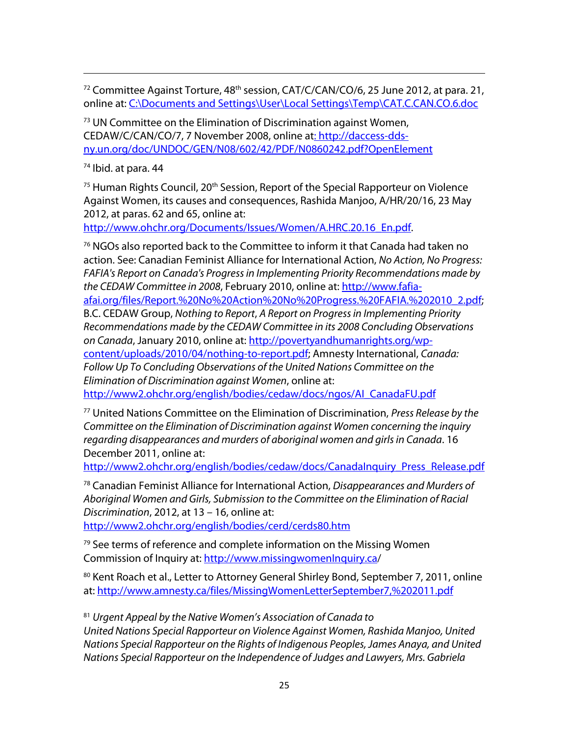[72] Committee Against Torture, 48th session, CAT/C/CAN/CO/6, 25 June 2012, at para. 21, online at: C:\Documents and Settings\User\Local Settings\Temp\CAT.C.CAN.CO.6.doc

[73] UN Committee on the Elimination of Discrimination against Women, CEDAW/C/CAN/CO/7, 7 November 2008, online at: http://daccess-dds-ny.un.org/doc/UNDOC/GEN/N08/602/42/PDF/N0860242.pdf?OpenElement

[74] Ibid. at para. 44

[75] Human Rights Council, 20th Session, Report of the Special Rapporteur on Violence Against Women, its causes and consequences, Rashida Manjoo, A/HR/20/16, 23 May 2012, at paras. 62 and 65, online at: http://www.ohchr.org/Documents/Issues/Women/A.HRC.20.16_En.pdf.

[76] NGOs also reported back to the Committee to inform it that Canada had taken no action. See: Canadian Feminist Alliance for International Action, *No Action, No Progress: FAFIA's Report on Canada's Progress in Implementing Priority Recommendations made by the CEDAW Committee in 2008*, February 2010, online at: http://www.fafia-afai.org/files/Report.%20No%20Action%20No%20Progress.%20FAFIA.%202010_2.pdf; B.C. CEDAW Group, *Nothing to Report*, *A Report on Progress in Implementing Priority Recommendations made by the CEDAW Committee in its 2008 Concluding Observations on Canada*, January 2010, online at: http://povertyandhumanrights.org/wp-content/uploads/2010/04/nothing-to-report.pdf; Amnesty International, *Canada: Follow Up To Concluding Observations of the United Nations Committee on the Elimination of Discrimination against Women*, online at: http://www2.ohchr.org/english/bodies/cedaw/docs/ngos/AI_CanadaFU.pdf

[77] United Nations Committee on the Elimination of Discrimination, *Press Release by the Committee on the Elimination of Discrimination against Women concerning the inquiry regarding disappearances and murders of aboriginal women and girls in Canada*. 16 December 2011, online at: http://www2.ohchr.org/english/bodies/cedaw/docs/CanadaInquiry_Press_Release.pdf

[78] Canadian Feminist Alliance for International Action, *Disappearances and Murders of Aboriginal Women and Girls, Submission to the Committee on the Elimination of Racial Discrimination*, 2012, at 13 – 16, online at: http://www2.ohchr.org/english/bodies/cerd/cerds80.htm

[79] See terms of reference and complete information on the Missing Women Commission of Inquiry at: http://www.missingwomenInquiry.ca/

[80] Kent Roach et al., Letter to Attorney General Shirley Bond, September 7, 2011, online at: http://www.amnesty.ca/files/MissingWomenLetterSeptember7,%202011.pdf

[81] *Urgent Appeal by the Native Women's Association of Canada to United Nations Special Rapporteur on Violence Against Women, Rashida Manjoo, United Nations Special Rapporteur on the Rights of Indigenous Peoples, James Anaya, and United Nations Special Rapporteur on the Independence of Judges and Lawyers, Mrs. Gabriela*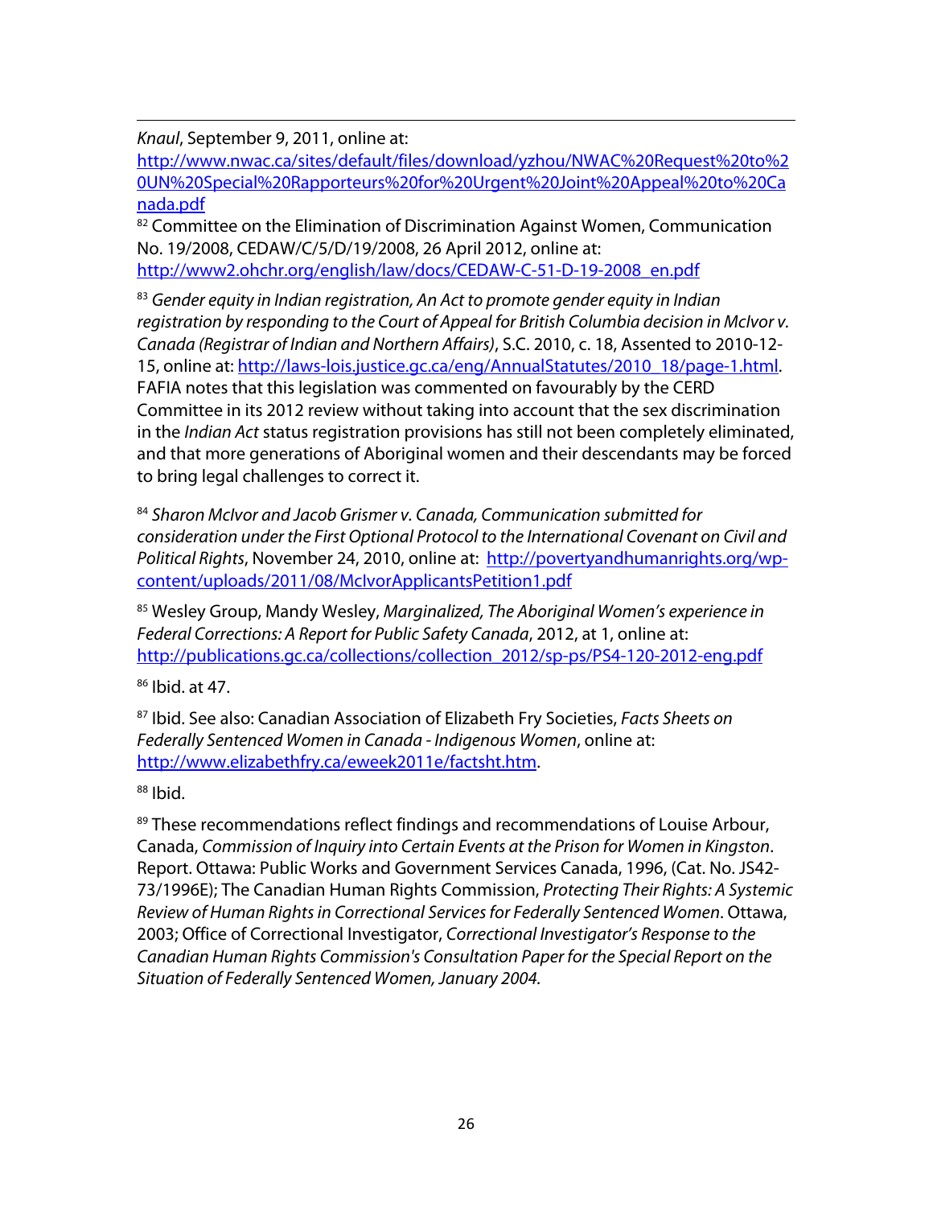*Knaul*, September 9, 2011, online at: http://www.nwac.ca/sites/default/files/download/yzhou/NWAC%20Request%20to%20UN%20Special%20Rapporteurs%20for%20Urgent%20Joint%20Appeal%20to%20Canada.pdf

[82] Committee on the Elimination of Discrimination Against Women, Communication No. 19/2008, CEDAW/C/5/D/19/2008, 26 April 2012, online at: http://www2.ohchr.org/english/law/docs/CEDAW-C-51-D-19-2008_en.pdf

[83] *Gender equity in Indian registration, An Act to promote gender equity in Indian registration by responding to the Court of Appeal for British Columbia decision in McIvor v. Canada (Registrar of Indian and Northern Affairs)*, S.C. 2010, c. 18, Assented to 2010-12-15, online at: http://laws-lois.justice.gc.ca/eng/AnnualStatutes/2010_18/page-1.html. FAFIA notes that this legislation was commented on favourably by the CERD Committee in its 2012 review without taking into account that the sex discrimination in the *Indian Act* status registration provisions has still not been completely eliminated, and that more generations of Aboriginal women and their descendants may be forced to bring legal challenges to correct it.

[84] *Sharon McIvor and Jacob Grismer v. Canada, Communication submitted for consideration under the First Optional Protocol to the International Covenant on Civil and Political Rights*, November 24, 2010, online at: http://povertyandhumanrights.org/wp-content/uploads/2011/08/McIvorApplicantsPetition1.pdf

[85] Wesley Group, Mandy Wesley, *Marginalized, The Aboriginal Women's experience in Federal Corrections: A Report for Public Safety Canada*, 2012, at 1, online at: http://publications.gc.ca/collections/collection_2012/sp-ps/PS4-120-2012-eng.pdf

[86] Ibid. at 47.

[87] Ibid. See also: Canadian Association of Elizabeth Fry Societies, *Facts Sheets on Federally Sentenced Women in Canada - Indigenous Women*, online at: http://www.elizabethfry.ca/eweek2011e/factsht.htm.

[88] Ibid.

[89] These recommendations reflect findings and recommendations of Louise Arbour, Canada, *Commission of Inquiry into Certain Events at the Prison for Women in Kingston*. Report. Ottawa: Public Works and Government Services Canada, 1996, (Cat. No. JS42-73/1996E); The Canadian Human Rights Commission, *Protecting Their Rights: A Systemic Review of Human Rights in Correctional Services for Federally Sentenced Women*. Ottawa, 2003; Office of Correctional Investigator, *Correctional Investigator's Response to the Canadian Human Rights Commission's Consultation Paper for the Special Report on the Situation of Federally Sentenced Women, January 2004.*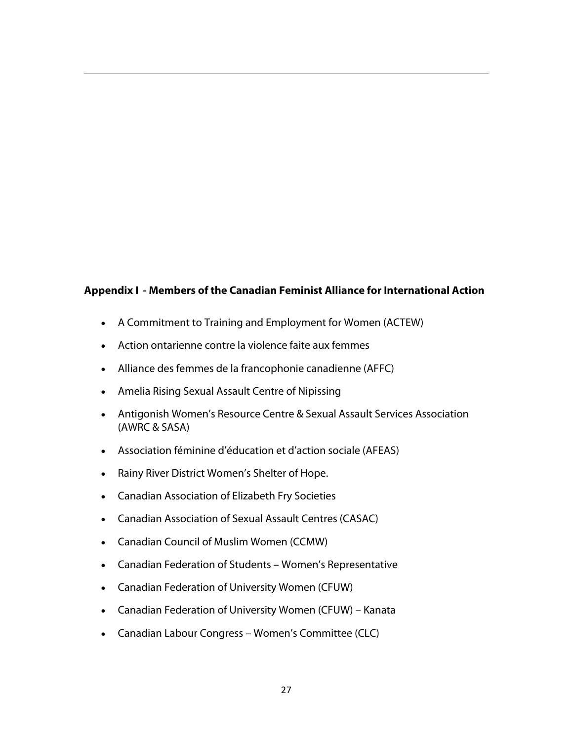## Appendix I - Members of the Canadian Feminist Alliance for International Action

- A Commitment to Training and Employment for Women (ACTEW)
- Action ontarienne contre la violence faite aux femmes
- Alliance des femmes de la francophonie canadienne (AFFC)
- Amelia Rising Sexual Assault Centre of Nipissing
- Antigonish Women's Resource Centre & Sexual Assault Services Association (AWRC & SASA)
- Association féminine d'éducation et d'action sociale (AFEAS)
- Rainy River District Women's Shelter of Hope.
- Canadian Association of Elizabeth Fry Societies
- Canadian Association of Sexual Assault Centres (CASAC)
- Canadian Council of Muslim Women (CCMW)
- Canadian Federation of Students – Women's Representative
- Canadian Federation of University Women (CFUW)
- Canadian Federation of University Women (CFUW) – Kanata
- Canadian Labour Congress – Women's Committee (CLC)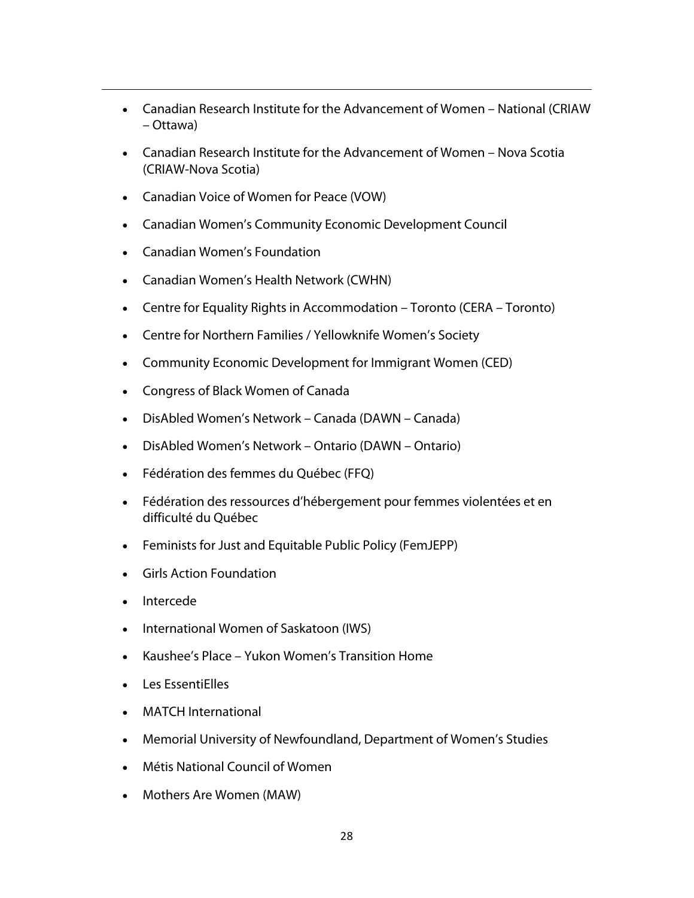- Canadian Research Institute for the Advancement of Women – National (CRIAW – Ottawa)
- Canadian Research Institute for the Advancement of Women – Nova Scotia (CRIAW-Nova Scotia)
- Canadian Voice of Women for Peace (VOW)
- Canadian Women's Community Economic Development Council
- Canadian Women's Foundation
- Canadian Women's Health Network (CWHN)
- Centre for Equality Rights in Accommodation – Toronto (CERA – Toronto)
- Centre for Northern Families / Yellowknife Women's Society
- Community Economic Development for Immigrant Women (CED)
- Congress of Black Women of Canada
- DisAbled Women's Network – Canada (DAWN – Canada)
- DisAbled Women's Network – Ontario (DAWN – Ontario)
- Fédération des femmes du Québec (FFQ)
- Fédération des ressources d'hébergement pour femmes violentées et en difficulté du Québec
- Feminists for Just and Equitable Public Policy (FemJEPP)
- Girls Action Foundation
- Intercede
- International Women of Saskatoon (IWS)
- Kaushee's Place – Yukon Women's Transition Home
- Les EssentiElles
- MATCH International
- Memorial University of Newfoundland, Department of Women's Studies
- Métis National Council of Women
- Mothers Are Women (MAW)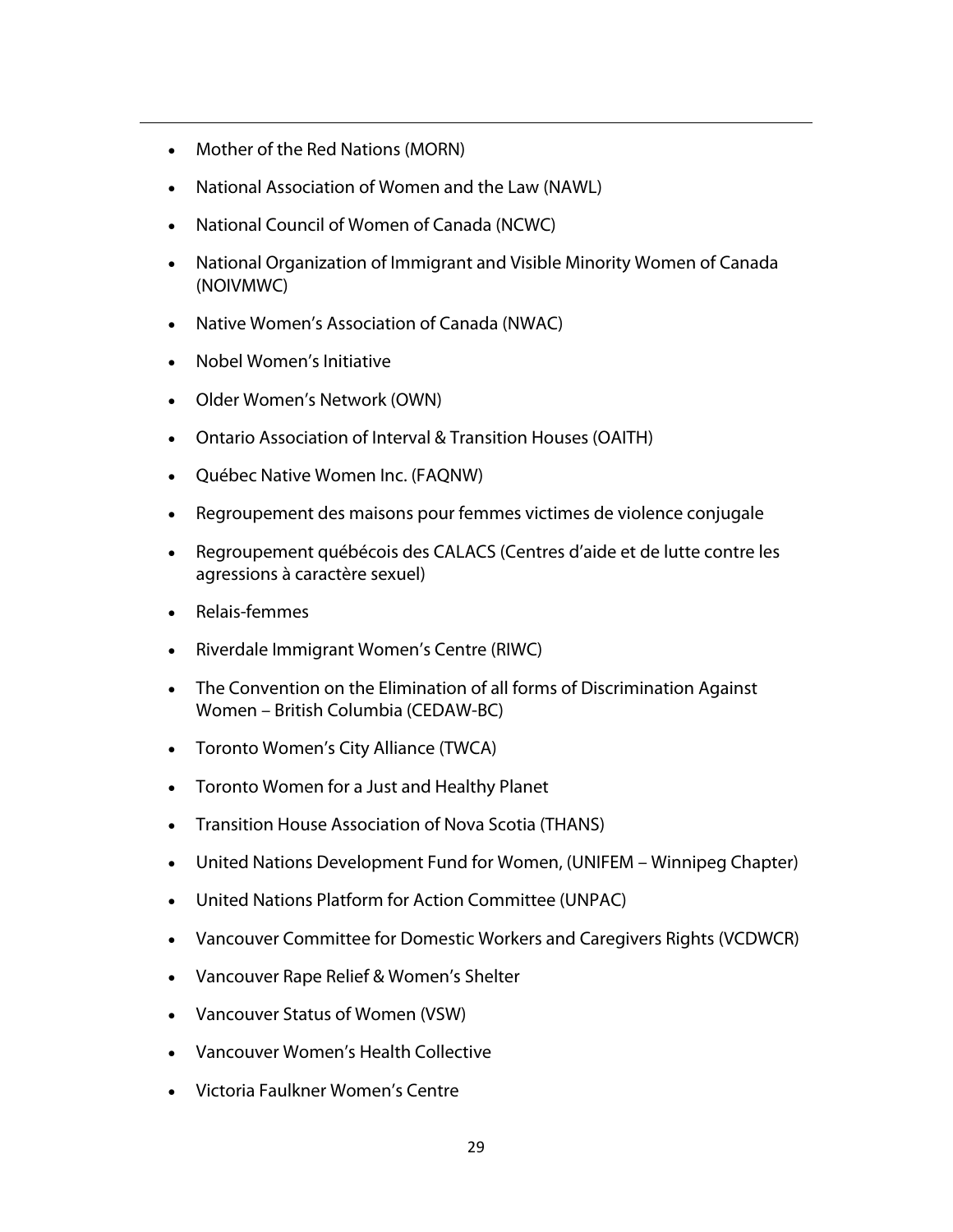- Mother of the Red Nations (MORN)
- National Association of Women and the Law (NAWL)
- National Council of Women of Canada (NCWC)
- National Organization of Immigrant and Visible Minority Women of Canada (NOIVMWC)
- Native Women's Association of Canada (NWAC)
- Nobel Women's Initiative
- Older Women's Network (OWN)
- Ontario Association of Interval & Transition Houses (OAITH)
- Québec Native Women Inc. (FAQNW)
- Regroupement des maisons pour femmes victimes de violence conjugale
- Regroupement québécois des CALACS (Centres d'aide et de lutte contre les agressions à caractère sexuel)
- Relais-femmes
- Riverdale Immigrant Women's Centre (RIWC)
- The Convention on the Elimination of all forms of Discrimination Against Women – British Columbia (CEDAW-BC)
- Toronto Women's City Alliance (TWCA)
- Toronto Women for a Just and Healthy Planet
- Transition House Association of Nova Scotia (THANS)
- United Nations Development Fund for Women, (UNIFEM – Winnipeg Chapter)
- United Nations Platform for Action Committee (UNPAC)
- Vancouver Committee for Domestic Workers and Caregivers Rights (VCDWCR)
- Vancouver Rape Relief & Women's Shelter
- Vancouver Status of Women (VSW)
- Vancouver Women's Health Collective
- Victoria Faulkner Women's Centre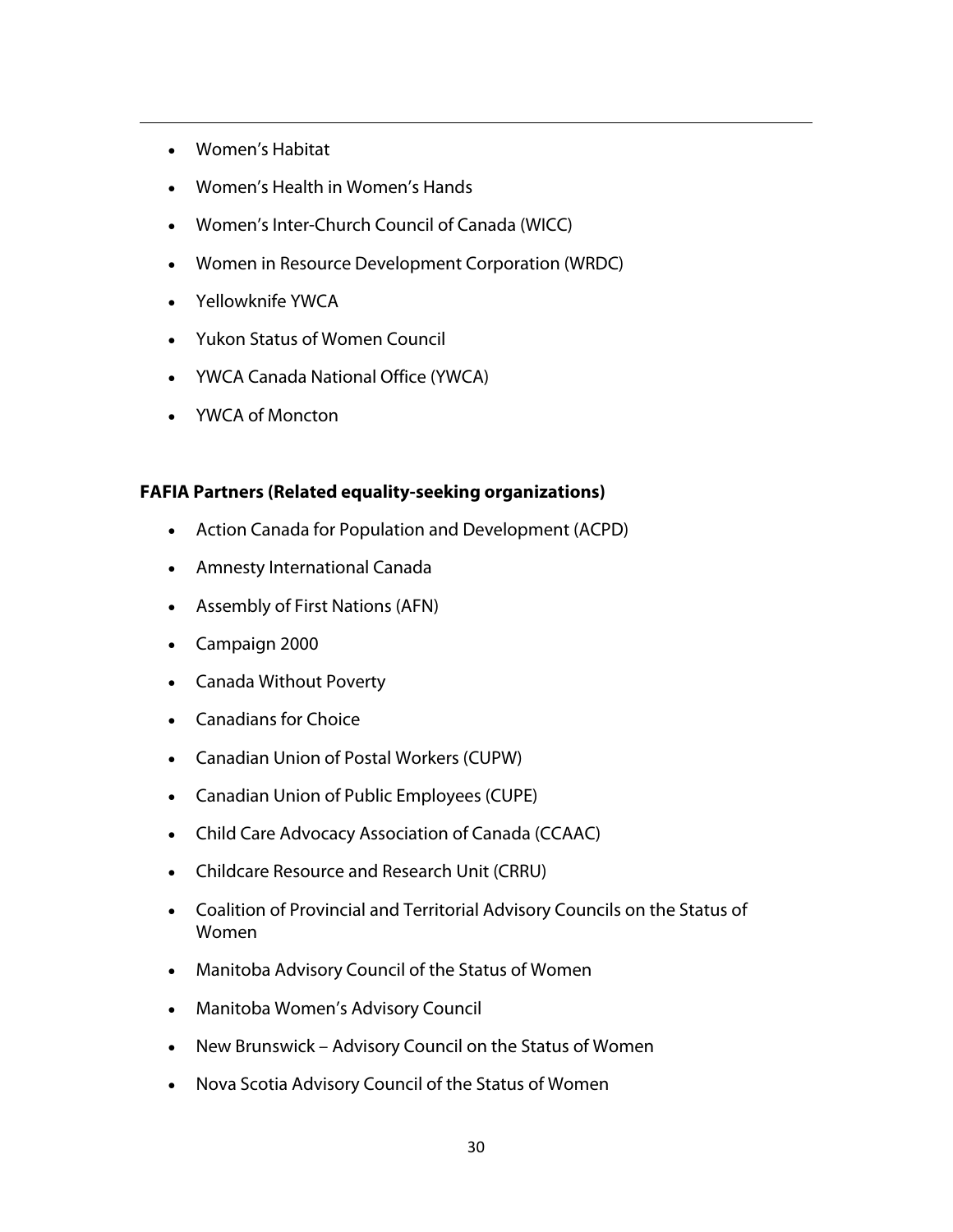- Women's Habitat
- Women's Health in Women's Hands
- Women's Inter-Church Council of Canada (WICC)
- Women in Resource Development Corporation (WRDC)
- Yellowknife YWCA
- Yukon Status of Women Council
- YWCA Canada National Office (YWCA)
- YWCA of Moncton

**FAFIA Partners (Related equality-seeking organizations)**

- Action Canada for Population and Development (ACPD)
- Amnesty International Canada
- Assembly of First Nations (AFN)
- Campaign 2000
- Canada Without Poverty
- Canadians for Choice
- Canadian Union of Postal Workers (CUPW)
- Canadian Union of Public Employees (CUPE)
- Child Care Advocacy Association of Canada (CCAAC)
- Childcare Resource and Research Unit (CRRU)
- Coalition of Provincial and Territorial Advisory Councils on the Status of Women
- Manitoba Advisory Council of the Status of Women
- Manitoba Women's Advisory Council
- New Brunswick – Advisory Council on the Status of Women
- Nova Scotia Advisory Council of the Status of Women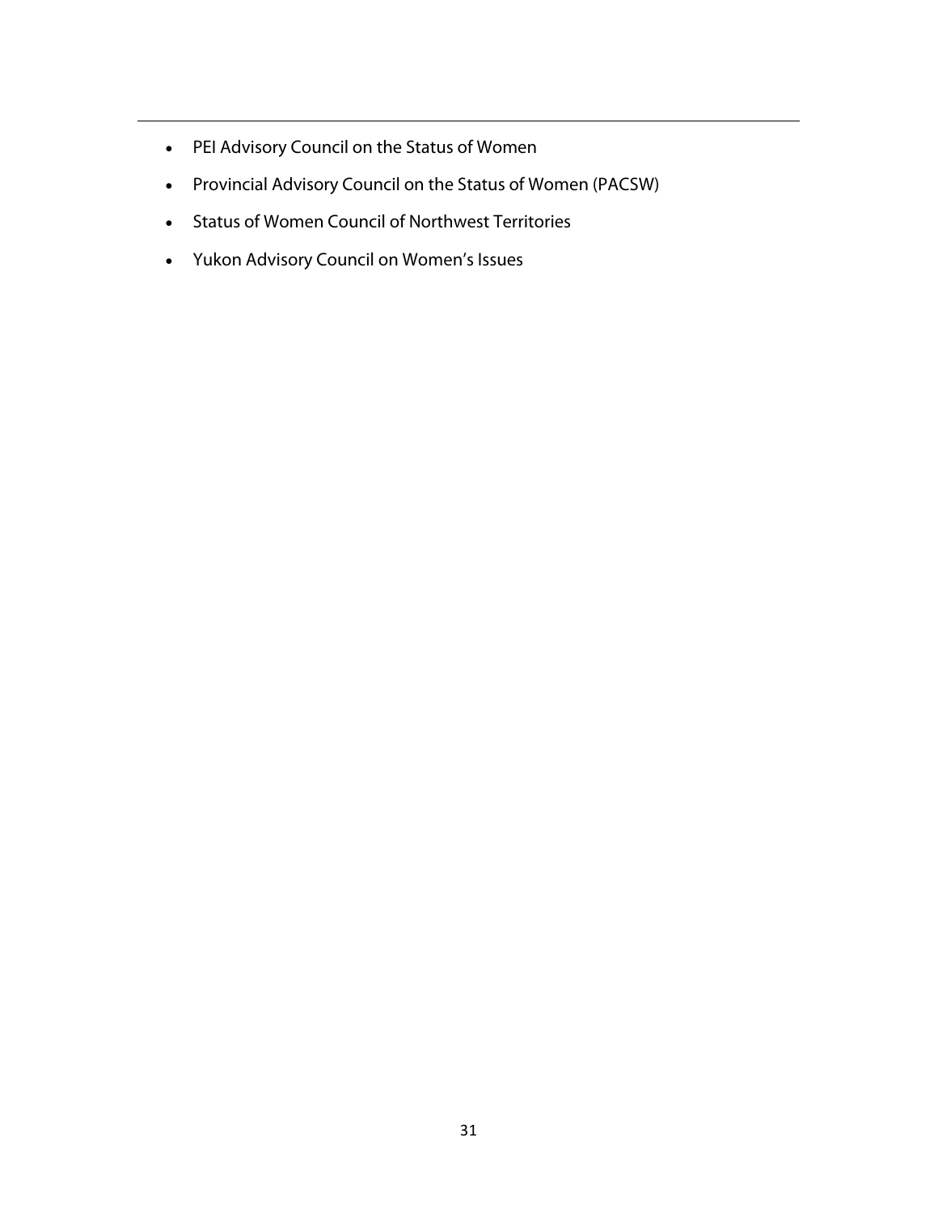- PEI Advisory Council on the Status of Women
- Provincial Advisory Council on the Status of Women (PACSW)
- Status of Women Council of Northwest Territories
- Yukon Advisory Council on Women's Issues